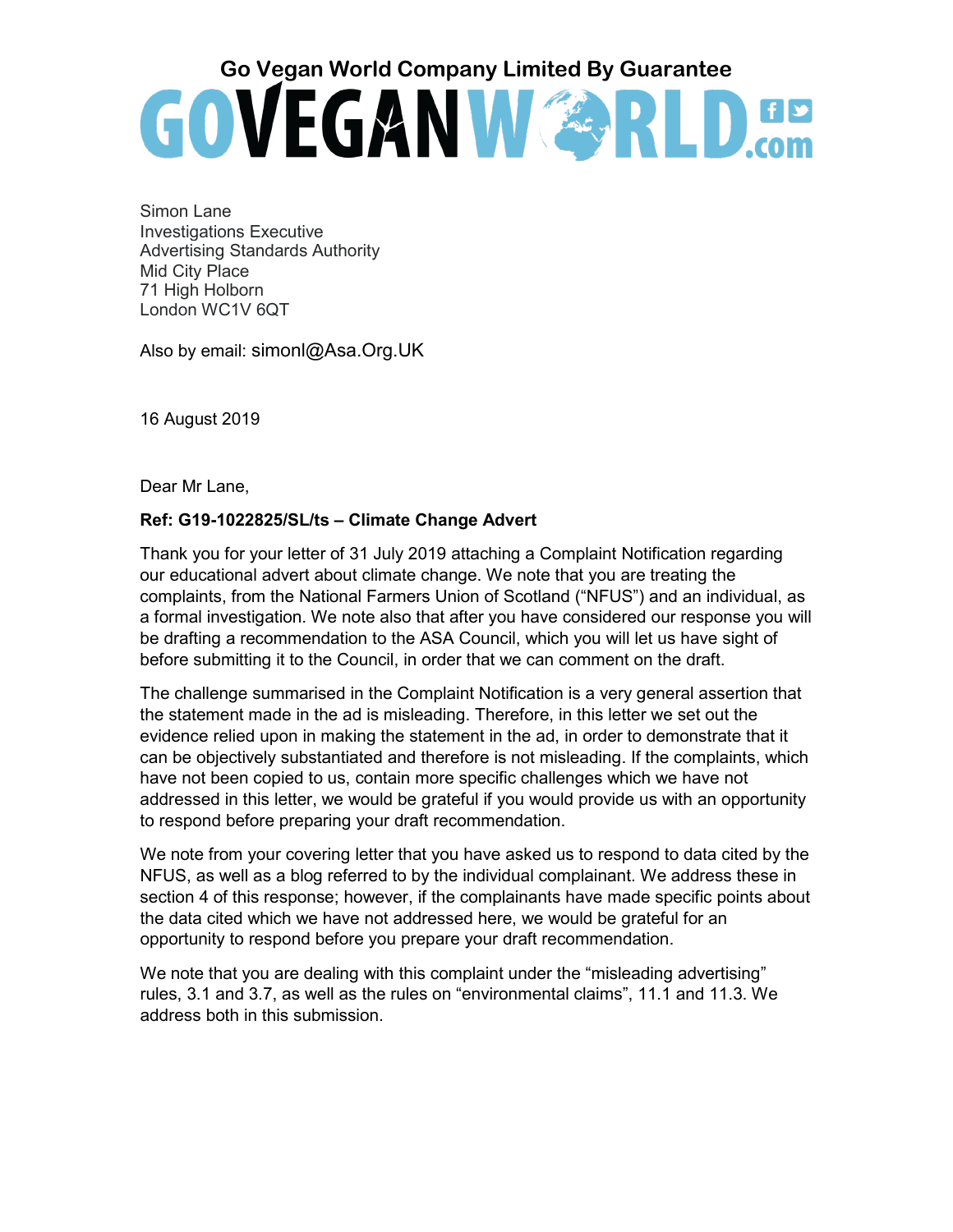# Go Vegan World Company Limited By Guarantee

GOVEGANWORLD.com

Simon Lane
Investigations Executive
Advertising Standards Authority
Mid City Place
71 High Holborn
London WC1V 6QT

Also by email: simonl@Asa.Org.UK

16 August 2019

Dear Mr Lane,

**Ref: G19-1022825/SL/ts – Climate Change Advert**

Thank you for your letter of 31 July 2019 attaching a Complaint Notification regarding our educational advert about climate change. We note that you are treating the complaints, from the National Farmers Union of Scotland ("NFUS") and an individual, as a formal investigation. We note also that after you have considered our response you will be drafting a recommendation to the ASA Council, which you will let us have sight of before submitting it to the Council, in order that we can comment on the draft.

The challenge summarised in the Complaint Notification is a very general assertion that the statement made in the ad is misleading. Therefore, in this letter we set out the evidence relied upon in making the statement in the ad, in order to demonstrate that it can be objectively substantiated and therefore is not misleading. If the complaints, which have not been copied to us, contain more specific challenges which we have not addressed in this letter, we would be grateful if you would provide us with an opportunity to respond before preparing your draft recommendation.

We note from your covering letter that you have asked us to respond to data cited by the NFUS, as well as a blog referred to by the individual complainant. We address these in section 4 of this response; however, if the complainants have made specific points about the data cited which we have not addressed here, we would be grateful for an opportunity to respond before you prepare your draft recommendation.

We note that you are dealing with this complaint under the "misleading advertising" rules, 3.1 and 3.7, as well as the rules on "environmental claims", 11.1 and 11.3. We address both in this submission.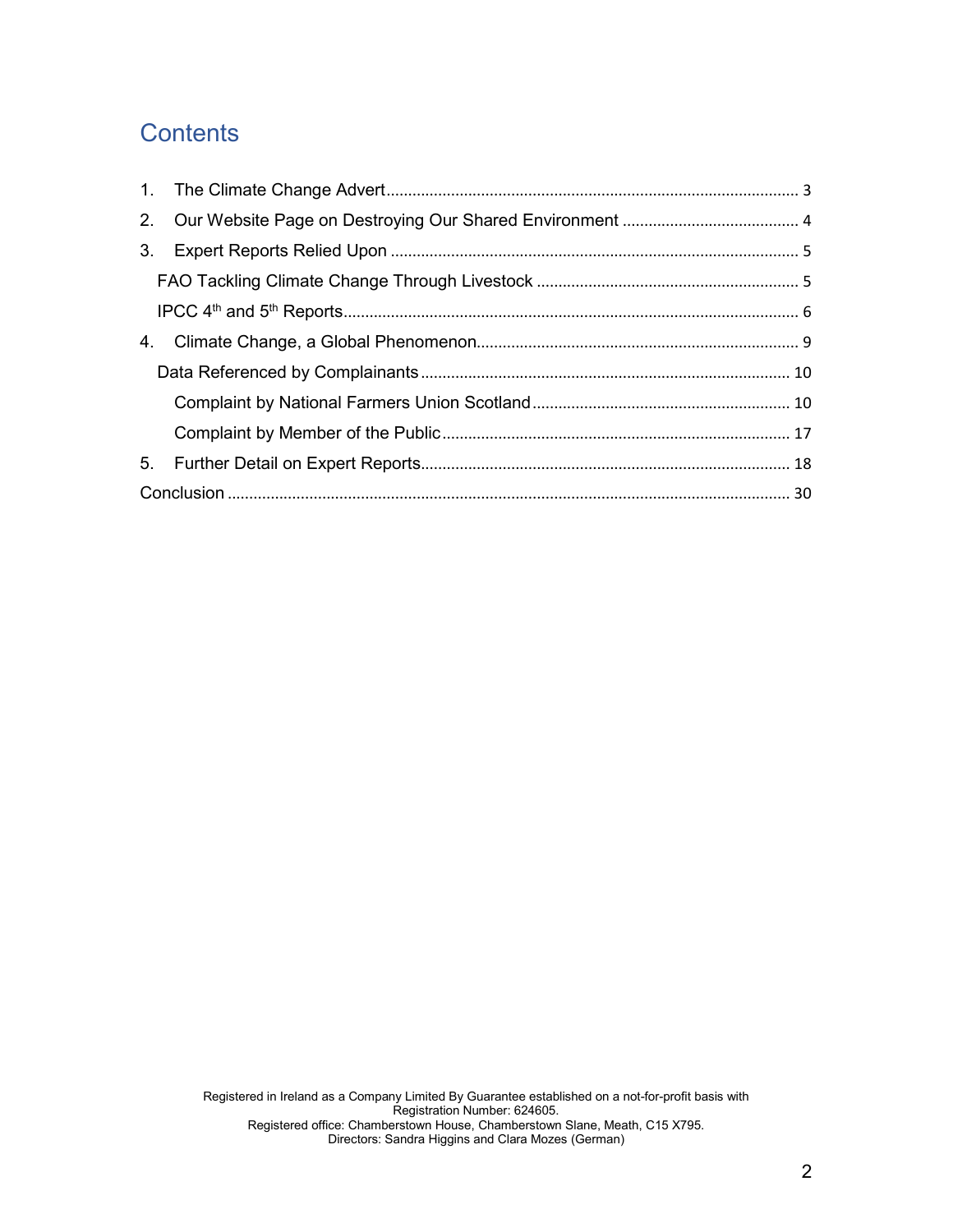# Contents

1. The Climate Change Advert ........................................................................................ 3
2. Our Website Page on Destroying Our Shared Environment ........................................ 4
3. Expert Reports Relied Upon ........................................................................................ 5
   - FAO Tackling Climate Change Through Livestock ................................................ 5
   - IPCC 4th and 5th Reports ........................................................................................ 6
4. Climate Change, a Global Phenomenon ..................................................................... 9
   - Data Referenced by Complainants ........................................................................ 10
     - Complaint by National Farmers Union Scotland ............................................ 10
     - Complaint by Member of the Public ................................................................ 17
5. Further Detail on Expert Reports ............................................................................... 18

Conclusion ..................................................................................................................... 30

Registered in Ireland as a Company Limited By Guarantee established on a not-for-profit basis with Registration Number: 624605.
Registered office: Chamberstown House, Chamberstown Slane, Meath, C15 X795.
Directors: Sandra Higgins and Clara Mozes (German)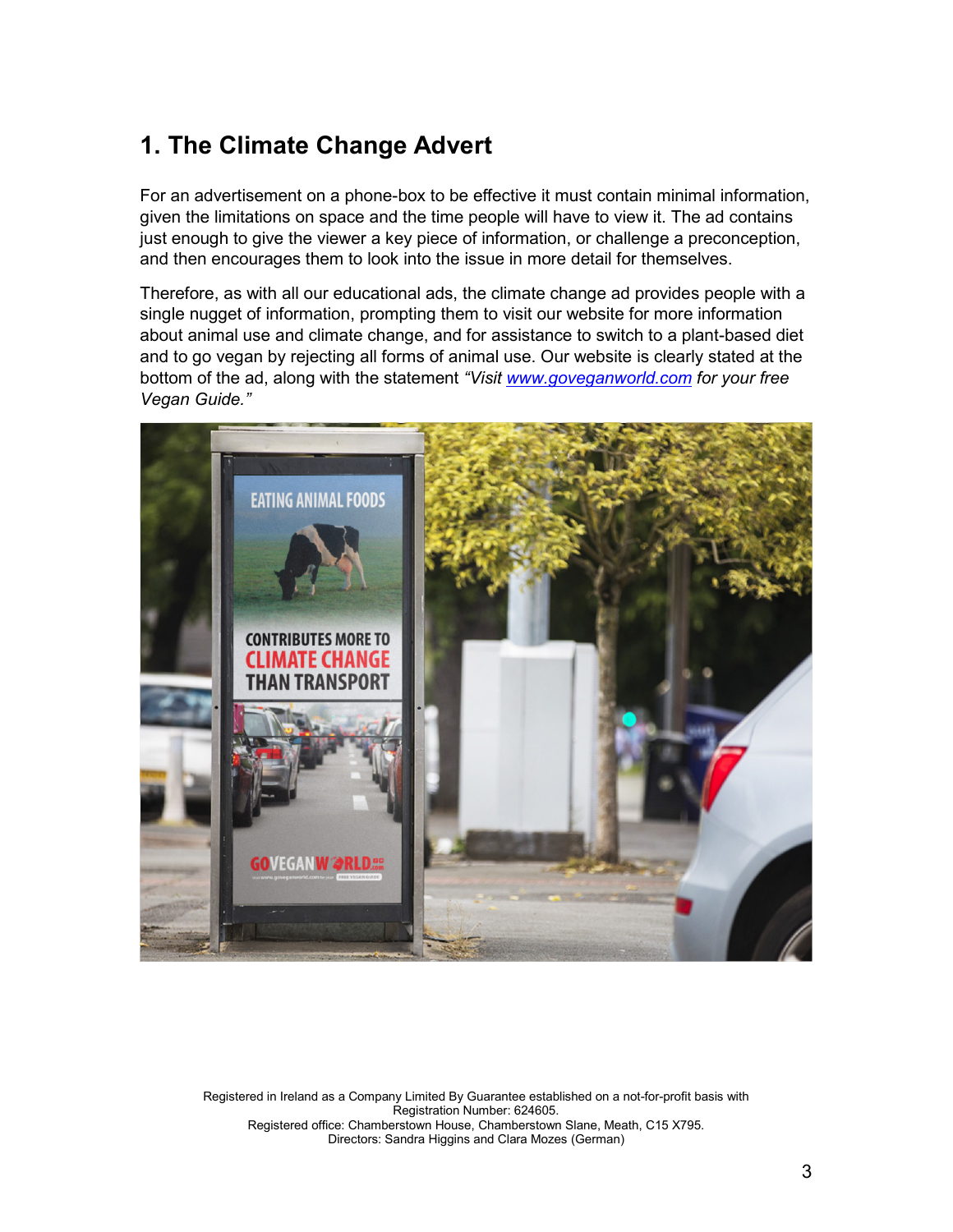## 1. The Climate Change Advert

For an advertisement on a phone-box to be effective it must contain minimal information, given the limitations on space and the time people will have to view it. The ad contains just enough to give the viewer a key piece of information, or challenge a preconception, and then encourages them to look into the issue in more detail for themselves.

Therefore, as with all our educational ads, the climate change ad provides people with a single nugget of information, prompting them to visit our website for more information about animal use and climate change, and for assistance to switch to a plant-based diet and to go vegan by rejecting all forms of animal use. Our website is clearly stated at the bottom of the ad, along with the statement *"Visit [www.goveganworld.com](http://www.goveganworld.com) for your free Vegan Guide."*

Registered in Ireland as a Company Limited By Guarantee established on a not-for-profit basis with Registration Number: 624605.
Registered office: Chamberstown House, Chamberstown Slane, Meath, C15 X795.
Directors: Sandra Higgins and Clara Mozes (German)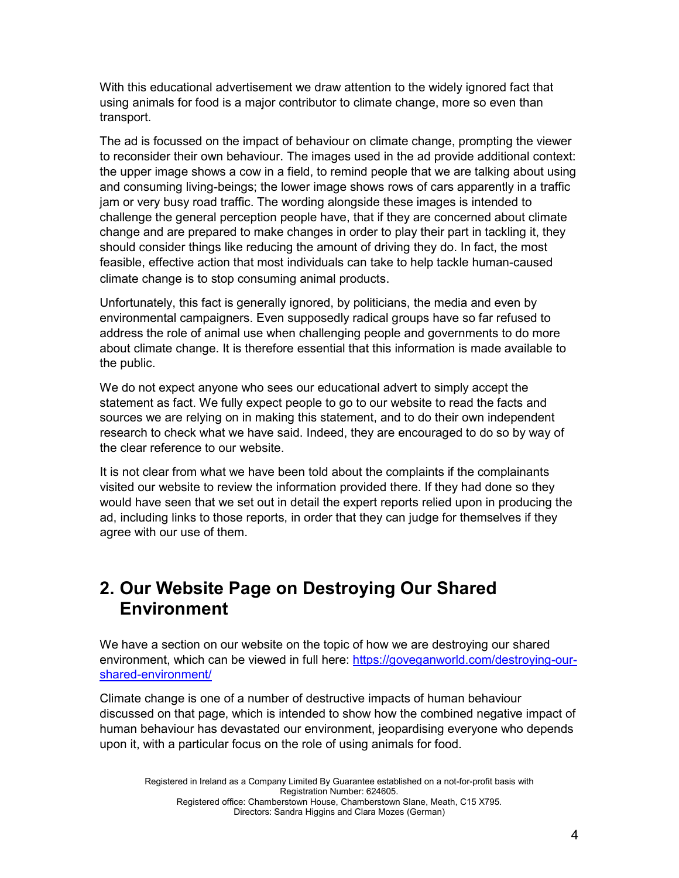With this educational advertisement we draw attention to the widely ignored fact that using animals for food is a major contributor to climate change, more so even than transport.

The ad is focussed on the impact of behaviour on climate change, prompting the viewer to reconsider their own behaviour. The images used in the ad provide additional context: the upper image shows a cow in a field, to remind people that we are talking about using and consuming living-beings; the lower image shows rows of cars apparently in a traffic jam or very busy road traffic. The wording alongside these images is intended to challenge the general perception people have, that if they are concerned about climate change and are prepared to make changes in order to play their part in tackling it, they should consider things like reducing the amount of driving they do. In fact, the most feasible, effective action that most individuals can take to help tackle human-caused climate change is to stop consuming animal products.

Unfortunately, this fact is generally ignored, by politicians, the media and even by environmental campaigners. Even supposedly radical groups have so far refused to address the role of animal use when challenging people and governments to do more about climate change. It is therefore essential that this information is made available to the public.

We do not expect anyone who sees our educational advert to simply accept the statement as fact. We fully expect people to go to our website to read the facts and sources we are relying on in making this statement, and to do their own independent research to check what we have said. Indeed, they are encouraged to do so by way of the clear reference to our website.

It is not clear from what we have been told about the complaints if the complainants visited our website to review the information provided there. If they had done so they would have seen that we set out in detail the expert reports relied upon in producing the ad, including links to those reports, in order that they can judge for themselves if they agree with our use of them.

## 2. Our Website Page on Destroying Our Shared Environment

We have a section on our website on the topic of how we are destroying our shared environment, which can be viewed in full here: https://goveganworld.com/destroying-our-shared-environment/

Climate change is one of a number of destructive impacts of human behaviour discussed on that page, which is intended to show how the combined negative impact of human behaviour has devastated our environment, jeopardising everyone who depends upon it, with a particular focus on the role of using animals for food.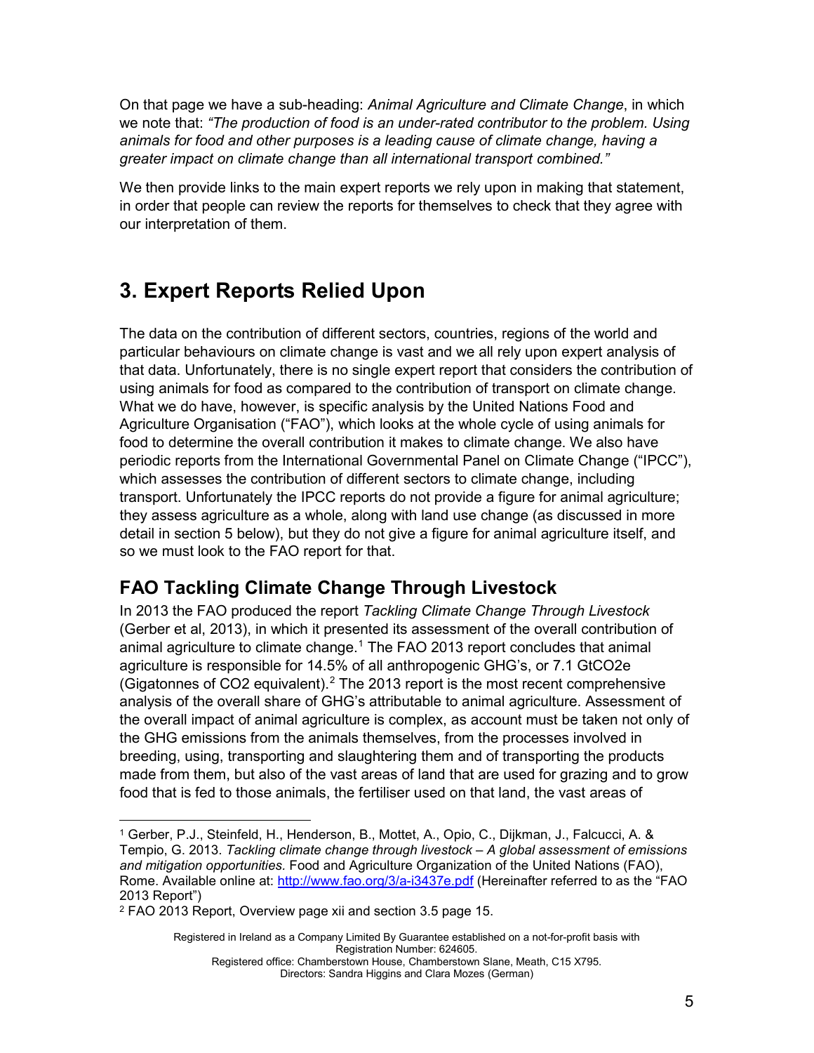On that page we have a sub-heading: *Animal Agriculture and Climate Change*, in which we note that: *"The production of food is an under-rated contributor to the problem. Using animals for food and other purposes is a leading cause of climate change, having a greater impact on climate change than all international transport combined."*

We then provide links to the main expert reports we rely upon in making that statement, in order that people can review the reports for themselves to check that they agree with our interpretation of them.

# 3. Expert Reports Relied Upon

The data on the contribution of different sectors, countries, regions of the world and particular behaviours on climate change is vast and we all rely upon expert analysis of that data. Unfortunately, there is no single expert report that considers the contribution of using animals for food as compared to the contribution of transport on climate change. What we do have, however, is specific analysis by the United Nations Food and Agriculture Organisation ("FAO"), which looks at the whole cycle of using animals for food to determine the overall contribution it makes to climate change. We also have periodic reports from the International Governmental Panel on Climate Change ("IPCC"), which assesses the contribution of different sectors to climate change, including transport. Unfortunately the IPCC reports do not provide a figure for animal agriculture; they assess agriculture as a whole, along with land use change (as discussed in more detail in section 5 below), but they do not give a figure for animal agriculture itself, and so we must look to the FAO report for that.

## FAO Tackling Climate Change Through Livestock

In 2013 the FAO produced the report *Tackling Climate Change Through Livestock* (Gerber et al, 2013), in which it presented its assessment of the overall contribution of animal agriculture to climate change.[1] The FAO 2013 report concludes that animal agriculture is responsible for 14.5% of all anthropogenic GHG's, or 7.1 GtCO2e (Gigatonnes of CO2 equivalent).[2] The 2013 report is the most recent comprehensive analysis of the overall share of GHG's attributable to animal agriculture. Assessment of the overall impact of animal agriculture is complex, as account must be taken not only of the GHG emissions from the animals themselves, from the processes involved in breeding, using, transporting and slaughtering them and of transporting the products made from them, but also of the vast areas of land that are used for grazing and to grow food that is fed to those animals, the fertiliser used on that land, the vast areas of

[1] Gerber, P.J., Steinfeld, H., Henderson, B., Mottet, A., Opio, C., Dijkman, J., Falcucci, A. & Tempio, G. 2013. *Tackling climate change through livestock – A global assessment of emissions and mitigation opportunities.* Food and Agriculture Organization of the United Nations (FAO), Rome. Available online at: http://www.fao.org/3/a-i3437e.pdf (Hereinafter referred to as the "FAO 2013 Report")

[2] FAO 2013 Report, Overview page xii and section 3.5 page 15.

Registered in Ireland as a Company Limited By Guarantee established on a not-for-profit basis with Registration Number: 624605.
Registered office: Chamberstown House, Chamberstown Slane, Meath, C15 X795.
Directors: Sandra Higgins and Clara Mozes (German)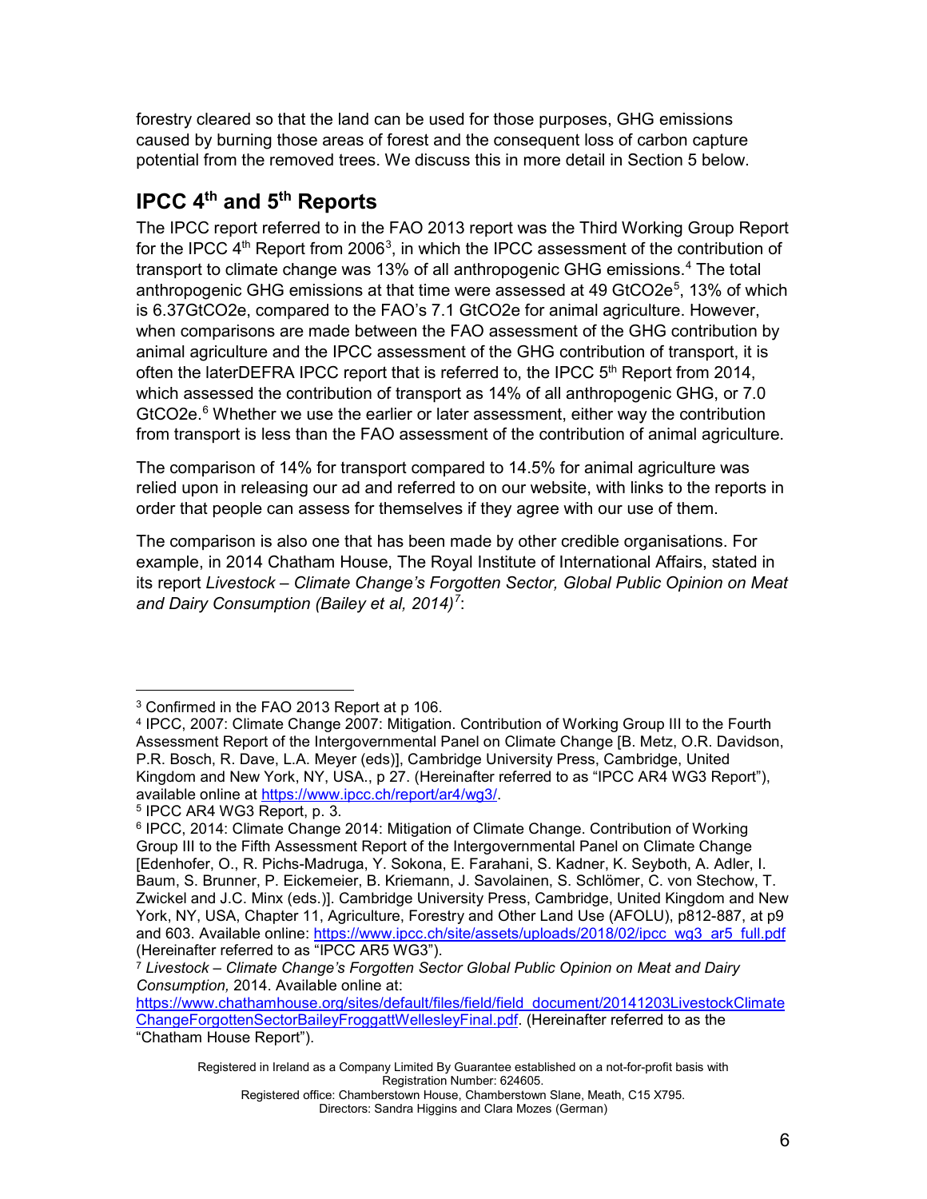forestry cleared so that the land can be used for those purposes, GHG emissions caused by burning those areas of forest and the consequent loss of carbon capture potential from the removed trees. We discuss this in more detail in Section 5 below.

## IPCC 4th and 5th Reports

The IPCC report referred to in the FAO 2013 report was the Third Working Group Report for the IPCC 4th Report from 2006[3], in which the IPCC assessment of the contribution of transport to climate change was 13% of all anthropogenic GHG emissions.[4] The total anthropogenic GHG emissions at that time were assessed at 49 GtCO2e[5], 13% of which is 6.37GtCO2e, compared to the FAO's 7.1 GtCO2e for animal agriculture. However, when comparisons are made between the FAO assessment of the GHG contribution by animal agriculture and the IPCC assessment of the GHG contribution of transport, it is often the laterDEFRA IPCC report that is referred to, the IPCC 5th Report from 2014, which assessed the contribution of transport as 14% of all anthropogenic GHG, or 7.0 GtCO2e.[6] Whether we use the earlier or later assessment, either way the contribution from transport is less than the FAO assessment of the contribution of animal agriculture.

The comparison of 14% for transport compared to 14.5% for animal agriculture was relied upon in releasing our ad and referred to on our website, with links to the reports in order that people can assess for themselves if they agree with our use of them.

The comparison is also one that has been made by other credible organisations. For example, in 2014 Chatham House, The Royal Institute of International Affairs, stated in its report *Livestock – Climate Change's Forgotten Sector, Global Public Opinion on Meat and Dairy Consumption (Bailey et al, 2014)*[7]:

---

[3] Confirmed in the FAO 2013 Report at p 106.

[4] IPCC, 2007: Climate Change 2007: Mitigation. Contribution of Working Group III to the Fourth Assessment Report of the Intergovernmental Panel on Climate Change [B. Metz, O.R. Davidson, P.R. Bosch, R. Dave, L.A. Meyer (eds)], Cambridge University Press, Cambridge, United Kingdom and New York, NY, USA., p 27. (Hereinafter referred to as "IPCC AR4 WG3 Report"), available online at https://www.ipcc.ch/report/ar4/wg3/.

[5] IPCC AR4 WG3 Report, p. 3.

[6] IPCC, 2014: Climate Change 2014: Mitigation of Climate Change. Contribution of Working Group III to the Fifth Assessment Report of the Intergovernmental Panel on Climate Change [Edenhofer, O., R. Pichs-Madruga, Y. Sokona, E. Farahani, S. Kadner, K. Seyboth, A. Adler, I. Baum, S. Brunner, P. Eickemeier, B. Kriemann, J. Savolainen, S. Schlömer, C. von Stechow, T. Zwickel and J.C. Minx (eds.)]. Cambridge University Press, Cambridge, United Kingdom and New York, NY, USA, Chapter 11, Agriculture, Forestry and Other Land Use (AFOLU), p812-887, at p9 and 603. Available online: https://www.ipcc.ch/site/assets/uploads/2018/02/ipcc_wg3_ar5_full.pdf (Hereinafter referred to as "IPCC AR5 WG3").

[7] *Livestock – Climate Change's Forgotten Sector Global Public Opinion on Meat and Dairy Consumption,* 2014. Available online at: https://www.chathamhouse.org/sites/default/files/field/field_document/20141203LivestockClimateChangeForgottenSectorBaileyFroggattWellesleyFinal.pdf. (Hereinafter referred to as the "Chatham House Report").

Registered in Ireland as a Company Limited By Guarantee established on a not-for-profit basis with Registration Number: 624605.
Registered office: Chamberstown House, Chamberstown Slane, Meath, C15 X795.
Directors: Sandra Higgins and Clara Mozes (German)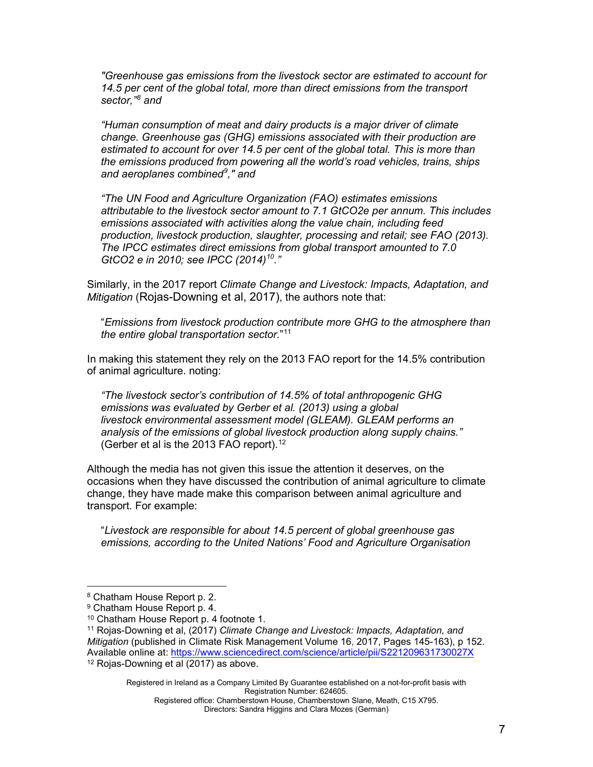> *"Greenhouse gas emissions from the livestock sector are estimated to account for 14.5 per cent of the global total, more than direct emissions from the transport sector,"[8] and*
>
> *"Human consumption of meat and dairy products is a major driver of climate change. Greenhouse gas (GHG) emissions associated with their production are estimated to account for over 14.5 per cent of the global total. This is more than the emissions produced from powering all the world's road vehicles, trains, ships and aeroplanes combined[9]," and*
>
> *"The UN Food and Agriculture Organization (FAO) estimates emissions attributable to the livestock sector amount to 7.1 GtCO2e per annum. This includes emissions associated with activities along the value chain, including feed production, livestock production, slaughter, processing and retail; see FAO (2013). The IPCC estimates direct emissions from global transport amounted to 7.0 GtCO2 e in 2010; see IPCC (2014)[10]."*

Similarly, in the 2017 report *Climate Change and Livestock: Impacts, Adaptation, and Mitigation* (Rojas-Downing et al, 2017), the authors note that:

> "*Emissions from livestock production contribute more GHG to the atmosphere than the entire global transportation sector.*"[11]

In making this statement they rely on the 2013 FAO report for the 14.5% contribution of animal agriculture. noting:

> *"The livestock sector's contribution of 14.5% of total anthropogenic GHG emissions was evaluated by Gerber et al. (2013) using a global livestock environmental assessment model (GLEAM). GLEAM performs an analysis of the emissions of global livestock production along supply chains."* (Gerber et al is the 2013 FAO report).[12]

Although the media has not given this issue the attention it deserves, on the occasions when they have discussed the contribution of animal agriculture to climate change, they have made make this comparison between animal agriculture and transport. For example:

> "*Livestock are responsible for about 14.5 percent of global greenhouse gas emissions, according to the United Nations' Food and Agriculture Organisation*

---

[8] Chatham House Report p. 2.

[9] Chatham House Report p. 4.

[10] Chatham House Report p. 4 footnote 1.

[11] Rojas-Downing et al, (2017) *Climate Change and Livestock: Impacts, Adaptation, and Mitigation* (published in Climate Risk Management Volume 16, 2017, Pages 145-163), p 152. Available online at: https://www.sciencedirect.com/science/article/pii/S221209631730027X

[12] Rojas-Downing et al (2017) as above.

Registered in Ireland as a Company Limited By Guarantee established on a not-for-profit basis with Registration Number: 624605.
Registered office: Chamberstown House, Chamberstown Slane, Meath, C15 X795.
Directors: Sandra Higgins and Clara Mozes (German)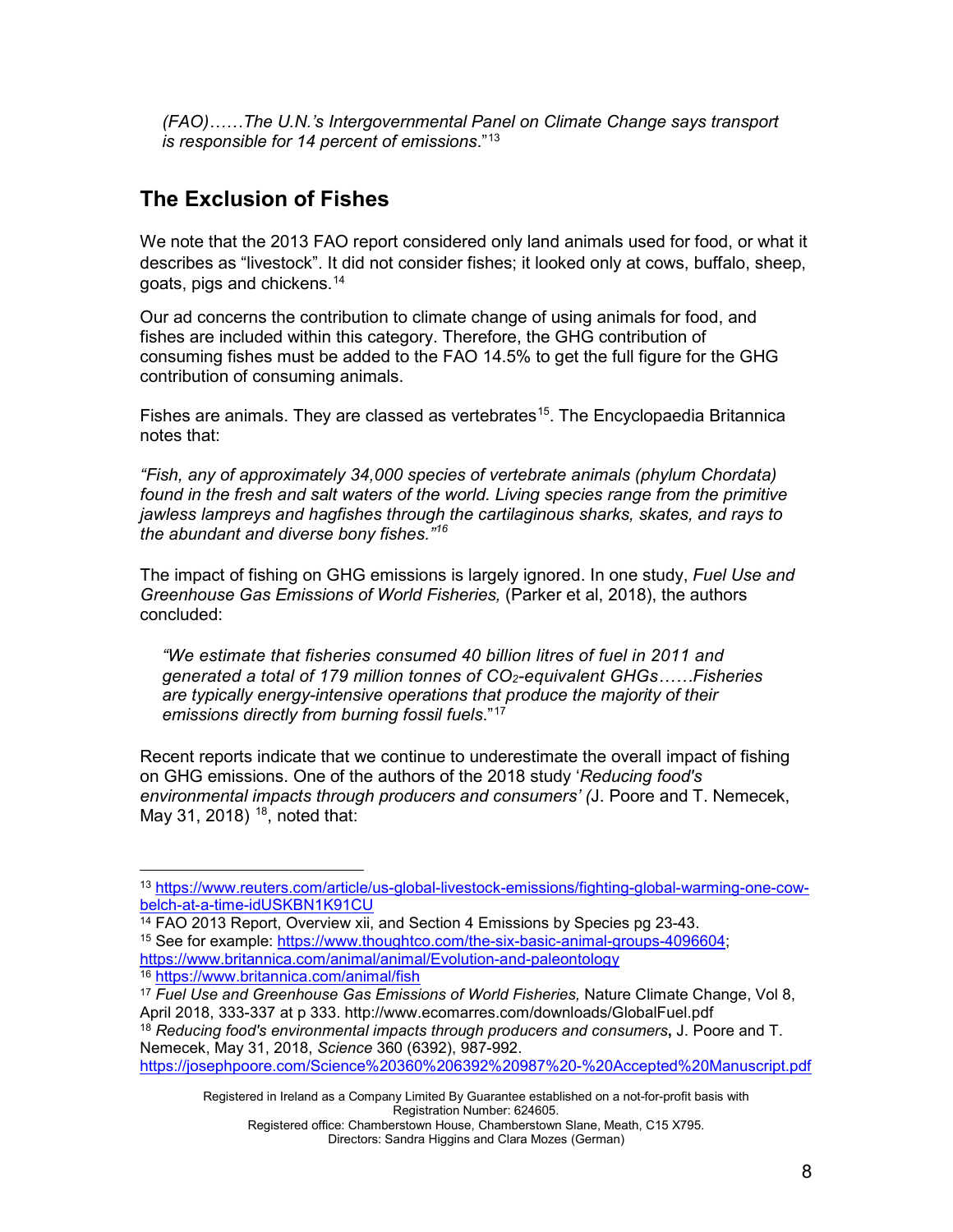*(FAO)……The U.N.'s Intergovernmental Panel on Climate Change says transport is responsible for 14 percent of emissions*."[13]

## The Exclusion of Fishes

We note that the 2013 FAO report considered only land animals used for food, or what it describes as "livestock". It did not consider fishes; it looked only at cows, buffalo, sheep, goats, pigs and chickens.[14]

Our ad concerns the contribution to climate change of using animals for food, and fishes are included within this category. Therefore, the GHG contribution of consuming fishes must be added to the FAO 14.5% to get the full figure for the GHG contribution of consuming animals.

Fishes are animals. They are classed as vertebrates[15]. The Encyclopaedia Britannica notes that:

*"Fish, any of approximately 34,000 species of vertebrate animals (phylum Chordata) found in the fresh and salt waters of the world. Living species range from the primitive jawless lampreys and hagfishes through the cartilaginous sharks, skates, and rays to the abundant and diverse bony fishes."*[16]

The impact of fishing on GHG emissions is largely ignored. In one study, *Fuel Use and Greenhouse Gas Emissions of World Fisheries,* (Parker et al, 2018), the authors concluded:

> *"We estimate that fisheries consumed 40 billion litres of fuel in 2011 and generated a total of 179 million tonnes of $CO_2$-equivalent GHGs……Fisheries are typically energy-intensive operations that produce the majority of their emissions directly from burning fossil fuels*."[17]

Recent reports indicate that we continue to underestimate the overall impact of fishing on GHG emissions. One of the authors of the 2018 study '*Reducing food's environmental impacts through producers and consumers' (*J. Poore and T. Nemecek, May 31, 2018) [18], noted that:

---

[13] https://www.reuters.com/article/us-global-livestock-emissions/fighting-global-warming-one-cow-belch-at-a-time-idUSKBN1K91CU

[14] FAO 2013 Report, Overview xii, and Section 4 Emissions by Species pg 23-43.

[15] See for example: https://www.thoughtco.com/the-six-basic-animal-groups-4096604; https://www.britannica.com/animal/animal/Evolution-and-paleontology

[16] https://www.britannica.com/animal/fish

[17] *Fuel Use and Greenhouse Gas Emissions of World Fisheries,* Nature Climate Change, Vol 8, April 2018, 333-337 at p 333. http://www.ecomarres.com/downloads/GlobalFuel.pdf

[18] *Reducing food's environmental impacts through producers and consumers***,** J. Poore and T. Nemecek, May 31, 2018, *Science* 360 (6392), 987-992. https://josephpoore.com/Science%20360%206392%20987%20-%20Accepted%20Manuscript.pdf

Registered in Ireland as a Company Limited By Guarantee established on a not-for-profit basis with Registration Number: 624605.
Registered office: Chamberstown House, Chamberstown Slane, Meath, C15 X795.
Directors: Sandra Higgins and Clara Mozes (German)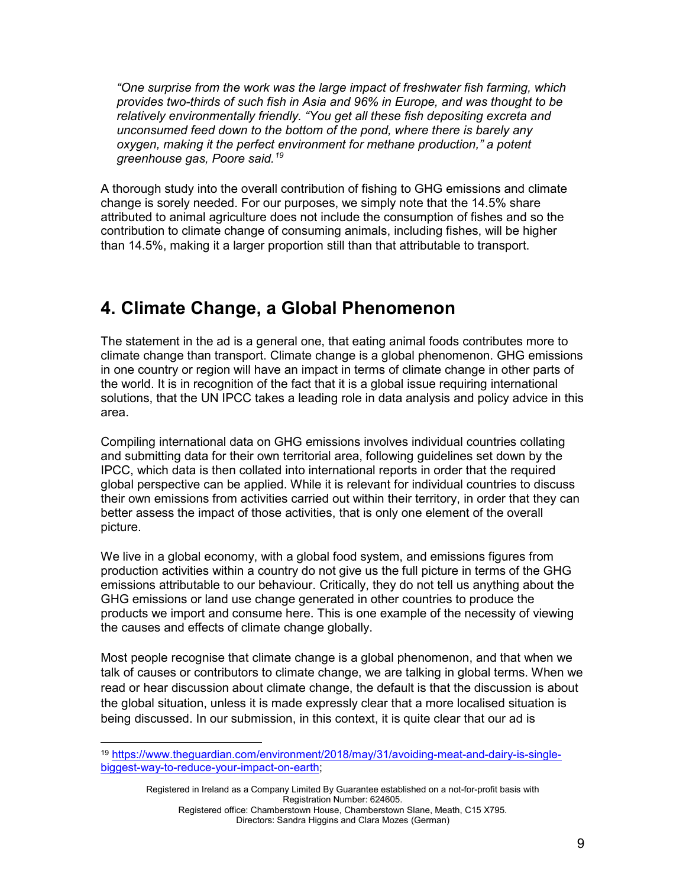*"One surprise from the work was the large impact of freshwater fish farming, which provides two-thirds of such fish in Asia and 96% in Europe, and was thought to be relatively environmentally friendly. "You get all these fish depositing excreta and unconsumed feed down to the bottom of the pond, where there is barely any oxygen, making it the perfect environment for methane production," a potent greenhouse gas, Poore said.*[19]

A thorough study into the overall contribution of fishing to GHG emissions and climate change is sorely needed. For our purposes, we simply note that the 14.5% share attributed to animal agriculture does not include the consumption of fishes and so the contribution to climate change of consuming animals, including fishes, will be higher than 14.5%, making it a larger proportion still than that attributable to transport.

## 4. Climate Change, a Global Phenomenon

The statement in the ad is a general one, that eating animal foods contributes more to climate change than transport. Climate change is a global phenomenon. GHG emissions in one country or region will have an impact in terms of climate change in other parts of the world. It is in recognition of the fact that it is a global issue requiring international solutions, that the UN IPCC takes a leading role in data analysis and policy advice in this area.

Compiling international data on GHG emissions involves individual countries collating and submitting data for their own territorial area, following guidelines set down by the IPCC, which data is then collated into international reports in order that the required global perspective can be applied. While it is relevant for individual countries to discuss their own emissions from activities carried out within their territory, in order that they can better assess the impact of those activities, that is only one element of the overall picture.

We live in a global economy, with a global food system, and emissions figures from production activities within a country do not give us the full picture in terms of the GHG emissions attributable to our behaviour. Critically, they do not tell us anything about the GHG emissions or land use change generated in other countries to produce the products we import and consume here. This is one example of the necessity of viewing the causes and effects of climate change globally.

Most people recognise that climate change is a global phenomenon, and that when we talk of causes or contributors to climate change, we are talking in global terms. When we read or hear discussion about climate change, the default is that the discussion is about the global situation, unless it is made expressly clear that a more localised situation is being discussed. In our submission, in this context, it is quite clear that our ad is

---

[19] https://www.theguardian.com/environment/2018/may/31/avoiding-meat-and-dairy-is-single-biggest-way-to-reduce-your-impact-on-earth;

Registered in Ireland as a Company Limited By Guarantee established on a not-for-profit basis with Registration Number: 624605.
Registered office: Chamberstown House, Chamberstown Slane, Meath, C15 X795.
Directors: Sandra Higgins and Clara Mozes (German)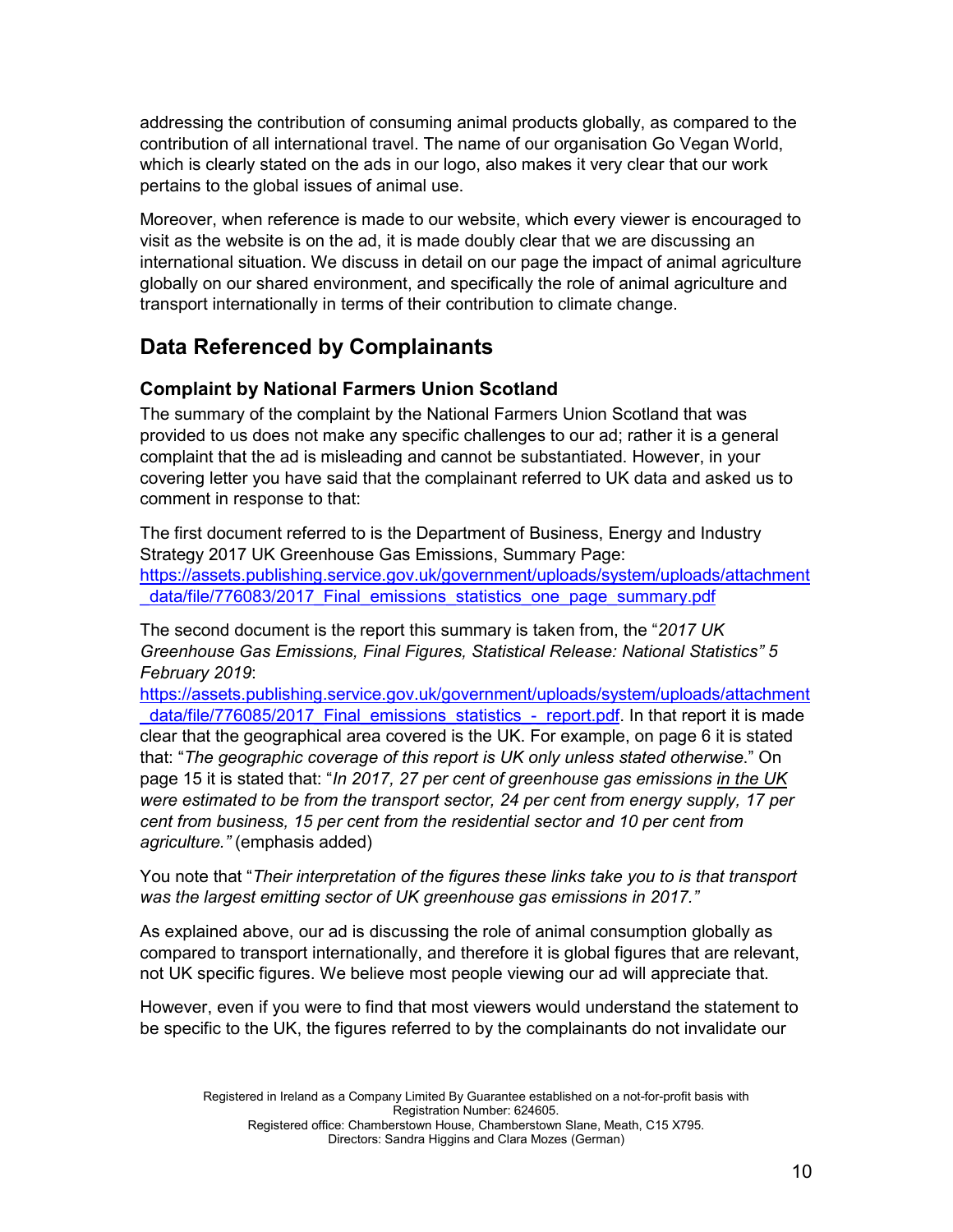addressing the contribution of consuming animal products globally, as compared to the contribution of all international travel. The name of our organisation Go Vegan World, which is clearly stated on the ads in our logo, also makes it very clear that our work pertains to the global issues of animal use.

Moreover, when reference is made to our website, which every viewer is encouraged to visit as the website is on the ad, it is made doubly clear that we are discussing an international situation. We discuss in detail on our page the impact of animal agriculture globally on our shared environment, and specifically the role of animal agriculture and transport internationally in terms of their contribution to climate change.

## Data Referenced by Complainants

### Complaint by National Farmers Union Scotland

The summary of the complaint by the National Farmers Union Scotland that was provided to us does not make any specific challenges to our ad; rather it is a general complaint that the ad is misleading and cannot be substantiated. However, in your covering letter you have said that the complainant referred to UK data and asked us to comment in response to that:

The first document referred to is the Department of Business, Energy and Industry Strategy 2017 UK Greenhouse Gas Emissions, Summary Page:
https://assets.publishing.service.gov.uk/government/uploads/system/uploads/attachment_data/file/776083/2017_Final_emissions_statistics_one_page_summary.pdf

The second document is the report this summary is taken from, the "*2017 UK Greenhouse Gas Emissions, Final Figures, Statistical Release: National Statistics" 5 February 2019*:
https://assets.publishing.service.gov.uk/government/uploads/system/uploads/attachment_data/file/776085/2017_Final_emissions_statistics_-_report.pdf. In that report it is made clear that the geographical area covered is the UK. For example, on page 6 it is stated that: "*The geographic coverage of this report is UK only unless stated otherwise*." On page 15 it is stated that: "*In 2017, 27 per cent of greenhouse gas emissions <u>in the UK</u> were estimated to be from the transport sector, 24 per cent from energy supply, 17 per cent from business, 15 per cent from the residential sector and 10 per cent from agriculture."* (emphasis added)

You note that "*Their interpretation of the figures these links take you to is that transport was the largest emitting sector of UK greenhouse gas emissions in 2017."*

As explained above, our ad is discussing the role of animal consumption globally as compared to transport internationally, and therefore it is global figures that are relevant, not UK specific figures. We believe most people viewing our ad will appreciate that.

However, even if you were to find that most viewers would understand the statement to be specific to the UK, the figures referred to by the complainants do not invalidate our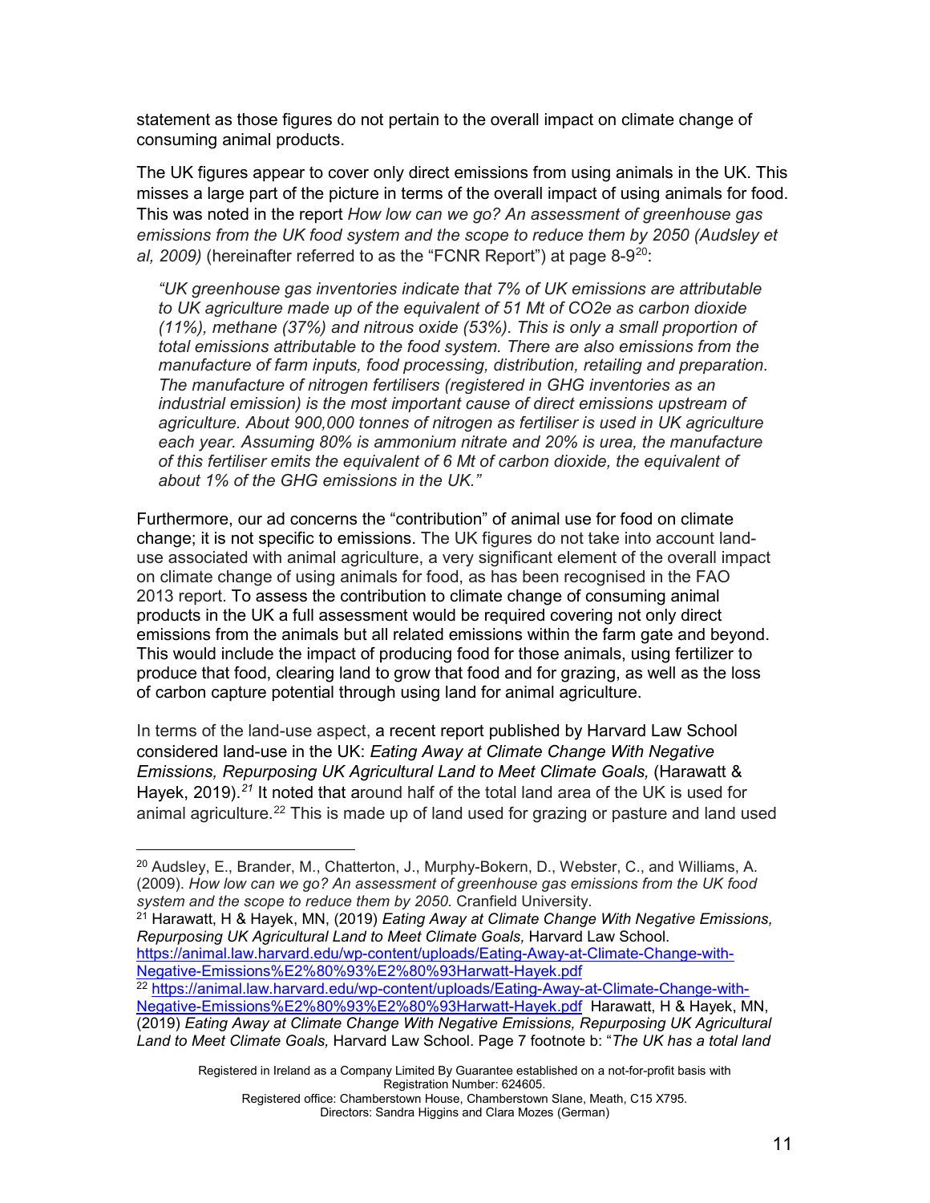statement as those figures do not pertain to the overall impact on climate change of consuming animal products.

The UK figures appear to cover only direct emissions from using animals in the UK. This misses a large part of the picture in terms of the overall impact of using animals for food. This was noted in the report *How low can we go? An assessment of greenhouse gas emissions from the UK food system and the scope to reduce them by 2050 (Audsley et al, 2009)* (hereinafter referred to as the "FCNR Report") at page 8-9[20]:

> *"UK greenhouse gas inventories indicate that 7% of UK emissions are attributable to UK agriculture made up of the equivalent of 51 Mt of CO2e as carbon dioxide (11%), methane (37%) and nitrous oxide (53%). This is only a small proportion of total emissions attributable to the food system. There are also emissions from the manufacture of farm inputs, food processing, distribution, retailing and preparation. The manufacture of nitrogen fertilisers (registered in GHG inventories as an industrial emission) is the most important cause of direct emissions upstream of agriculture. About 900,000 tonnes of nitrogen as fertiliser is used in UK agriculture each year. Assuming 80% is ammonium nitrate and 20% is urea, the manufacture of this fertiliser emits the equivalent of 6 Mt of carbon dioxide, the equivalent of about 1% of the GHG emissions in the UK."*

Furthermore, our ad concerns the "contribution" of animal use for food on climate change; it is not specific to emissions. The UK figures do not take into account land-use associated with animal agriculture, a very significant element of the overall impact on climate change of using animals for food, as has been recognised in the FAO 2013 report. To assess the contribution to climate change of consuming animal products in the UK a full assessment would be required covering not only direct emissions from the animals but all related emissions within the farm gate and beyond. This would include the impact of producing food for those animals, using fertilizer to produce that food, clearing land to grow that food and for grazing, as well as the loss of carbon capture potential through using land for animal agriculture.

In terms of the land-use aspect, a recent report published by Harvard Law School considered land-use in the UK: *Eating Away at Climate Change With Negative Emissions, Repurposing UK Agricultural Land to Meet Climate Goals,* (Harawatt & Hayek, 2019).[21] It noted that around half of the total land area of the UK is used for animal agriculture.[22] This is made up of land used for grazing or pasture and land used

---

[20] Audsley, E., Brander, M., Chatterton, J., Murphy-Bokern, D., Webster, C., and Williams, A. (2009). *How low can we go? An assessment of greenhouse gas emissions from the UK food system and the scope to reduce them by 2050.* Cranfield University.

[21] Harawatt, H & Hayek, MN, (2019) *Eating Away at Climate Change With Negative Emissions, Repurposing UK Agricultural Land to Meet Climate Goals,* Harvard Law School. https://animal.law.harvard.edu/wp-content/uploads/Eating-Away-at-Climate-Change-with-Negative-Emissions%E2%80%93%E2%80%93Harwatt-Hayek.pdf

[22] https://animal.law.harvard.edu/wp-content/uploads/Eating-Away-at-Climate-Change-with-Negative-Emissions%E2%80%93%E2%80%93Harwatt-Hayek.pdf Harawatt, H & Hayek, MN, (2019) *Eating Away at Climate Change With Negative Emissions, Repurposing UK Agricultural Land to Meet Climate Goals,* Harvard Law School. Page 7 footnote b: "*The UK has a total land*

Registered in Ireland as a Company Limited By Guarantee established on a not-for-profit basis with Registration Number: 624605.
Registered office: Chamberstown House, Chamberstown Slane, Meath, C15 X795.
Directors: Sandra Higgins and Clara Mozes (German)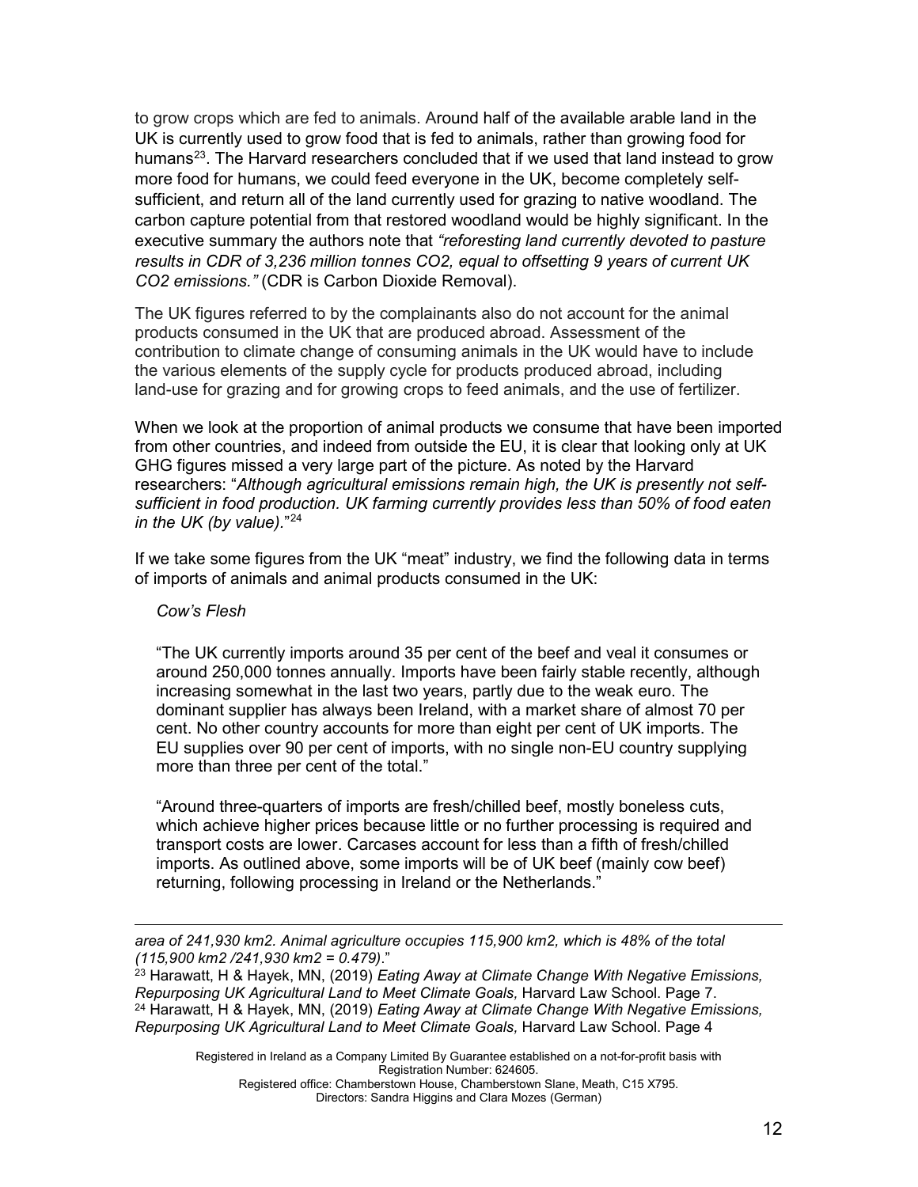to grow crops which are fed to animals. Around half of the available arable land in the UK is currently used to grow food that is fed to animals, rather than growing food for humans[23]. The Harvard researchers concluded that if we used that land instead to grow more food for humans, we could feed everyone in the UK, become completely self-sufficient, and return all of the land currently used for grazing to native woodland. The carbon capture potential from that restored woodland would be highly significant. In the executive summary the authors note that *"reforesting land currently devoted to pasture results in CDR of 3,236 million tonnes CO2, equal to offsetting 9 years of current UK CO2 emissions."* (CDR is Carbon Dioxide Removal).

The UK figures referred to by the complainants also do not account for the animal products consumed in the UK that are produced abroad. Assessment of the contribution to climate change of consuming animals in the UK would have to include the various elements of the supply cycle for products produced abroad, including land-use for grazing and for growing crops to feed animals, and the use of fertilizer.

When we look at the proportion of animal products we consume that have been imported from other countries, and indeed from outside the EU, it is clear that looking only at UK GHG figures missed a very large part of the picture. As noted by the Harvard researchers: "*Although agricultural emissions remain high, the UK is presently not self-sufficient in food production. UK farming currently provides less than 50% of food eaten in the UK (by value).*"[24]

If we take some figures from the UK "meat" industry, we find the following data in terms of imports of animals and animal products consumed in the UK:

> *Cow's Flesh*
>
> "The UK currently imports around 35 per cent of the beef and veal it consumes or around 250,000 tonnes annually. Imports have been fairly stable recently, although increasing somewhat in the last two years, partly due to the weak euro. The dominant supplier has always been Ireland, with a market share of almost 70 per cent. No other country accounts for more than eight per cent of UK imports. The EU supplies over 90 per cent of imports, with no single non-EU country supplying more than three per cent of the total."
>
> "Around three-quarters of imports are fresh/chilled beef, mostly boneless cuts, which achieve higher prices because little or no further processing is required and transport costs are lower. Carcases account for less than a fifth of fresh/chilled imports. As outlined above, some imports will be of UK beef (mainly cow beef) returning, following processing in Ireland or the Netherlands."

---

*area of 241,930 km2. Animal agriculture occupies 115,900 km2, which is 48% of the total (115,900 km2 /241,930 km2 = 0.479)*."

[23] Harawatt, H & Hayek, MN, (2019) *Eating Away at Climate Change With Negative Emissions, Repurposing UK Agricultural Land to Meet Climate Goals,* Harvard Law School. Page 7.

[24] Harawatt, H & Hayek, MN, (2019) *Eating Away at Climate Change With Negative Emissions, Repurposing UK Agricultural Land to Meet Climate Goals,* Harvard Law School. Page 4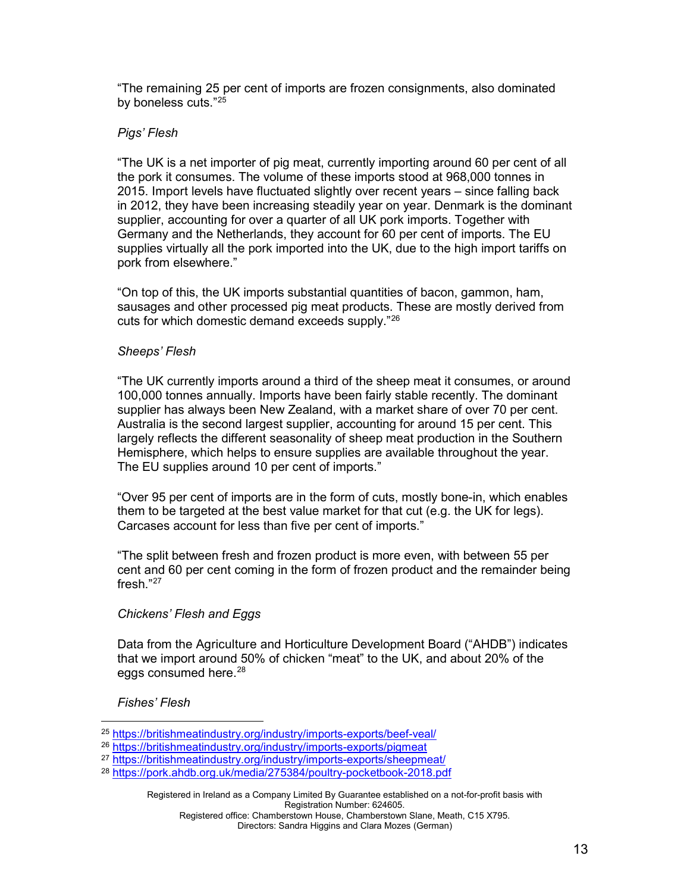"The remaining 25 per cent of imports are frozen consignments, also dominated by boneless cuts."[25]

*Pigs' Flesh*

"The UK is a net importer of pig meat, currently importing around 60 per cent of all the pork it consumes. The volume of these imports stood at 968,000 tonnes in 2015. Import levels have fluctuated slightly over recent years – since falling back in 2012, they have been increasing steadily year on year. Denmark is the dominant supplier, accounting for over a quarter of all UK pork imports. Together with Germany and the Netherlands, they account for 60 per cent of imports. The EU supplies virtually all the pork imported into the UK, due to the high import tariffs on pork from elsewhere."

"On top of this, the UK imports substantial quantities of bacon, gammon, ham, sausages and other processed pig meat products. These are mostly derived from cuts for which domestic demand exceeds supply."[26]

*Sheeps' Flesh*

"The UK currently imports around a third of the sheep meat it consumes, or around 100,000 tonnes annually. Imports have been fairly stable recently. The dominant supplier has always been New Zealand, with a market share of over 70 per cent. Australia is the second largest supplier, accounting for around 15 per cent. This largely reflects the different seasonality of sheep meat production in the Southern Hemisphere, which helps to ensure supplies are available throughout the year. The EU supplies around 10 per cent of imports."

"Over 95 per cent of imports are in the form of cuts, mostly bone-in, which enables them to be targeted at the best value market for that cut (e.g. the UK for legs). Carcases account for less than five per cent of imports."

"The split between fresh and frozen product is more even, with between 55 per cent and 60 per cent coming in the form of frozen product and the remainder being fresh."[27]

*Chickens' Flesh and Eggs*

Data from the Agriculture and Horticulture Development Board ("AHDB") indicates that we import around 50% of chicken "meat" to the UK, and about 20% of the eggs consumed here.[28]

*Fishes' Flesh*

---

[25] https://britishmeatindustry.org/industry/imports-exports/beef-veal/

[26] https://britishmeatindustry.org/industry/imports-exports/pigmeat

[27] https://britishmeatindustry.org/industry/imports-exports/sheepmeat/

[28] https://pork.ahdb.org.uk/media/275384/poultry-pocketbook-2018.pdf

Registered in Ireland as a Company Limited By Guarantee established on a not-for-profit basis with Registration Number: 624605.
Registered office: Chamberstown House, Chamberstown Slane, Meath, C15 X795.
Directors: Sandra Higgins and Clara Mozes (German)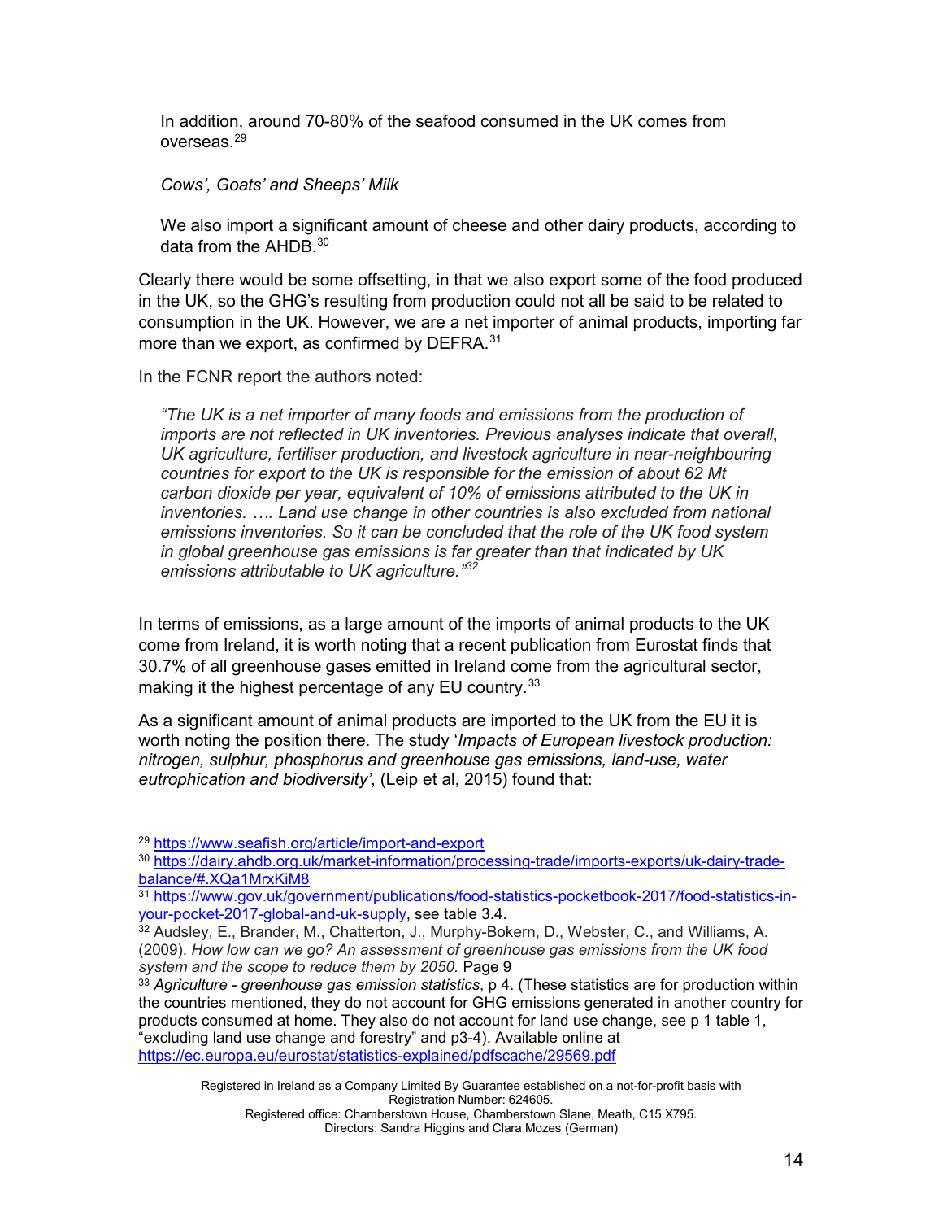In addition, around 70-80% of the seafood consumed in the UK comes from overseas.[29]

*Cows', Goats' and Sheeps' Milk*

We also import a significant amount of cheese and other dairy products, according to data from the AHDB.[30]

Clearly there would be some offsetting, in that we also export some of the food produced in the UK, so the GHG's resulting from production could not all be said to be related to consumption in the UK. However, we are a net importer of animal products, importing far more than we export, as confirmed by DEFRA.[31]

In the FCNR report the authors noted:

> *"The UK is a net importer of many foods and emissions from the production of imports are not reflected in UK inventories. Previous analyses indicate that overall, UK agriculture, fertiliser production, and livestock agriculture in near-neighbouring countries for export to the UK is responsible for the emission of about 62 Mt carbon dioxide per year, equivalent of 10% of emissions attributed to the UK in inventories. …. Land use change in other countries is also excluded from national emissions inventories. So it can be concluded that the role of the UK food system in global greenhouse gas emissions is far greater than that indicated by UK emissions attributable to UK agriculture."*[32]

In terms of emissions, as a large amount of the imports of animal products to the UK come from Ireland, it is worth noting that a recent publication from Eurostat finds that 30.7% of all greenhouse gases emitted in Ireland come from the agricultural sector, making it the highest percentage of any EU country.[33]

As a significant amount of animal products are imported to the UK from the EU it is worth noting the position there. The study '*Impacts of European livestock production: nitrogen, sulphur, phosphorus and greenhouse gas emissions, land-use, water eutrophication and biodiversity'*, (Leip et al, 2015) found that:

---

[29] https://www.seafish.org/article/import-and-export

[30] https://dairy.ahdb.org.uk/market-information/processing-trade/imports-exports/uk-dairy-trade-balance/#.XQa1MrxKiM8

[31] https://www.gov.uk/government/publications/food-statistics-pocketbook-2017/food-statistics-in-your-pocket-2017-global-and-uk-supply, see table 3.4.

[32] Audsley, E., Brander, M., Chatterton, J., Murphy-Bokern, D., Webster, C., and Williams, A. (2009). *How low can we go? An assessment of greenhouse gas emissions from the UK food system and the scope to reduce them by 2050.* Page 9

[33] *Agriculture - greenhouse gas emission statistics*, p 4. (These statistics are for production within the countries mentioned, they do not account for GHG emissions generated in another country for products consumed at home. They also do not account for land use change, see p 1 table 1, "excluding land use change and forestry" and p3-4). Available online at https://ec.europa.eu/eurostat/statistics-explained/pdfscache/29569.pdf

Registered in Ireland as a Company Limited By Guarantee established on a not-for-profit basis with Registration Number: 624605.
Registered office: Chamberstown House, Chamberstown Slane, Meath, C15 X795.
Directors: Sandra Higgins and Clara Mozes (German)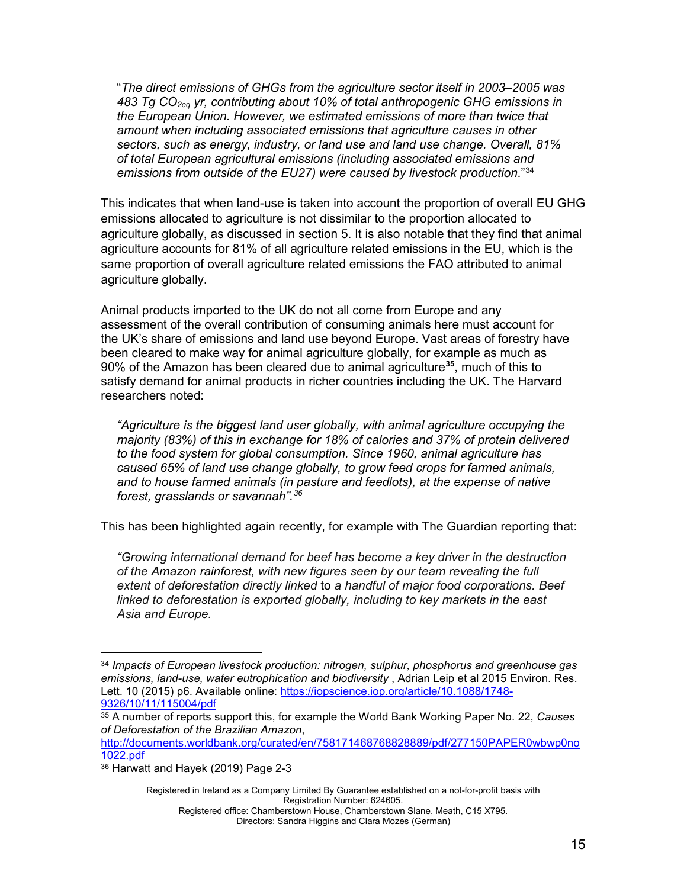"*The direct emissions of GHGs from the agriculture sector itself in 2003–2005 was 483 Tg $CO_{2eq}$ yr, contributing about 10% of total anthropogenic GHG emissions in the European Union. However, we estimated emissions of more than twice that amount when including associated emissions that agriculture causes in other sectors, such as energy, industry, or land use and land use change. Overall, 81% of total European agricultural emissions (including associated emissions and emissions from outside of the EU27) were caused by livestock production*."[34]

This indicates that when land-use is taken into account the proportion of overall EU GHG emissions allocated to agriculture is not dissimilar to the proportion allocated to agriculture globally, as discussed in section 5. It is also notable that they find that animal agriculture accounts for 81% of all agriculture related emissions in the EU, which is the same proportion of overall agriculture related emissions the FAO attributed to animal agriculture globally.

Animal products imported to the UK do not all come from Europe and any assessment of the overall contribution of consuming animals here must account for the UK's share of emissions and land use beyond Europe. Vast areas of forestry have been cleared to make way for animal agriculture globally, for example as much as 90% of the Amazon has been cleared due to animal agriculture[35], much of this to satisfy demand for animal products in richer countries including the UK. The Harvard researchers noted:

*"Agriculture is the biggest land user globally, with animal agriculture occupying the majority (83%) of this in exchange for 18% of calories and 37% of protein delivered to the food system for global consumption. Since 1960, animal agriculture has caused 65% of land use change globally, to grow feed crops for farmed animals, and to house farmed animals (in pasture and feedlots), at the expense of native forest, grasslands or savannah".*[36]

This has been highlighted again recently, for example with The Guardian reporting that:

*"Growing international demand for beef has become a key driver in the destruction of the Amazon rainforest, with new figures seen by our team revealing the full extent of deforestation directly linked* to *a handful of major food corporations. Beef linked to deforestation is exported globally, including to key markets in the east Asia and Europe.*

---

[34] *Impacts of European livestock production: nitrogen, sulphur, phosphorus and greenhouse gas emissions, land-use, water eutrophication and biodiversity* , Adrian Leip et al 2015 Environ. Res. Lett. 10 (2015) p6. Available online: https://iopscience.iop.org/article/10.1088/1748-9326/10/11/115004/pdf

[35] A number of reports support this, for example the World Bank Working Paper No. 22, *Causes of Deforestation of the Brazilian Amazon*, http://documents.worldbank.org/curated/en/758171468768828889/pdf/277150PAPER0wbwp0no1022.pdf

[36] Harwatt and Hayek (2019) Page 2-3

Registered in Ireland as a Company Limited By Guarantee established on a not-for-profit basis with Registration Number: 624605.
Registered office: Chamberstown House, Chamberstown Slane, Meath, C15 X795.
Directors: Sandra Higgins and Clara Mozes (German)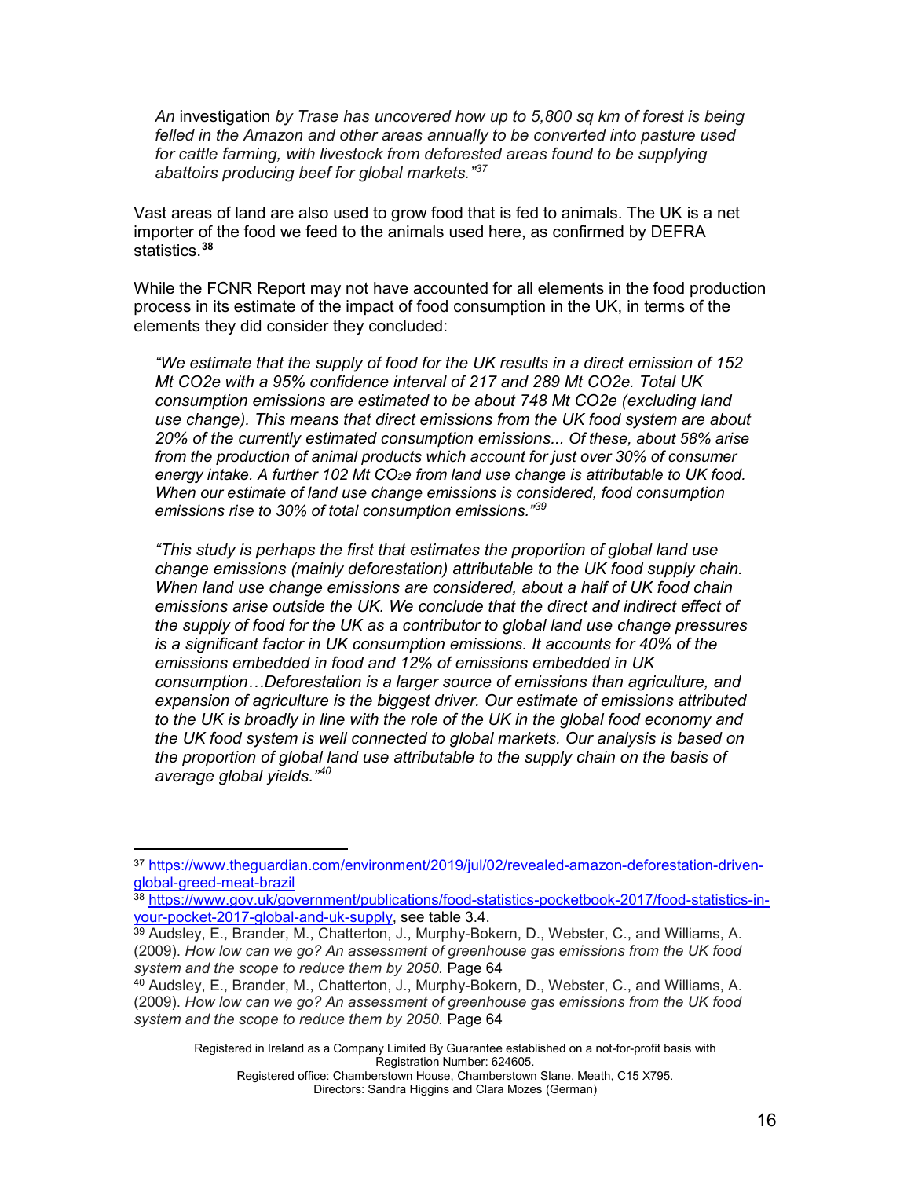*An* investigation *by Trase has uncovered how up to 5,800 sq km of forest is being felled in the Amazon and other areas annually to be converted into pasture used for cattle farming, with livestock from deforested areas found to be supplying abattoirs producing beef for global markets."*[37]

Vast areas of land are also used to grow food that is fed to animals. The UK is a net importer of the food we feed to the animals used here, as confirmed by DEFRA statistics.[38]

While the FCNR Report may not have accounted for all elements in the food production process in its estimate of the impact of food consumption in the UK, in terms of the elements they did consider they concluded:

*"We estimate that the supply of food for the UK results in a direct emission of 152 Mt CO2e with a 95% confidence interval of 217 and 289 Mt CO2e. Total UK consumption emissions are estimated to be about 748 Mt CO2e (excluding land use change). This means that direct emissions from the UK food system are about 20% of the currently estimated consumption emissions... Of these, about 58% arise from the production of animal products which account for just over 30% of consumer energy intake. A further 102 Mt $CO_2$e from land use change is attributable to UK food. When our estimate of land use change emissions is considered, food consumption emissions rise to 30% of total consumption emissions."*[39]

*"This study is perhaps the first that estimates the proportion of global land use change emissions (mainly deforestation) attributable to the UK food supply chain. When land use change emissions are considered, about a half of UK food chain emissions arise outside the UK. We conclude that the direct and indirect effect of the supply of food for the UK as a contributor to global land use change pressures is a significant factor in UK consumption emissions. It accounts for 40% of the emissions embedded in food and 12% of emissions embedded in UK consumption…Deforestation is a larger source of emissions than agriculture, and expansion of agriculture is the biggest driver. Our estimate of emissions attributed to the UK is broadly in line with the role of the UK in the global food economy and the UK food system is well connected to global markets. Our analysis is based on the proportion of global land use attributable to the supply chain on the basis of average global yields."*[40]

---

[37] https://www.theguardian.com/environment/2019/jul/02/revealed-amazon-deforestation-driven-global-greed-meat-brazil

[38] https://www.gov.uk/government/publications/food-statistics-pocketbook-2017/food-statistics-in-your-pocket-2017-global-and-uk-supply, see table 3.4.

[39] Audsley, E., Brander, M., Chatterton, J., Murphy-Bokern, D., Webster, C., and Williams, A. (2009). *How low can we go? An assessment of greenhouse gas emissions from the UK food system and the scope to reduce them by 2050.* Page 64

[40] Audsley, E., Brander, M., Chatterton, J., Murphy-Bokern, D., Webster, C., and Williams, A. (2009). *How low can we go? An assessment of greenhouse gas emissions from the UK food system and the scope to reduce them by 2050.* Page 64

Registered in Ireland as a Company Limited By Guarantee established on a not-for-profit basis with Registration Number: 624605.
Registered office: Chamberstown House, Chamberstown Slane, Meath, C15 X795.
Directors: Sandra Higgins and Clara Mozes (German)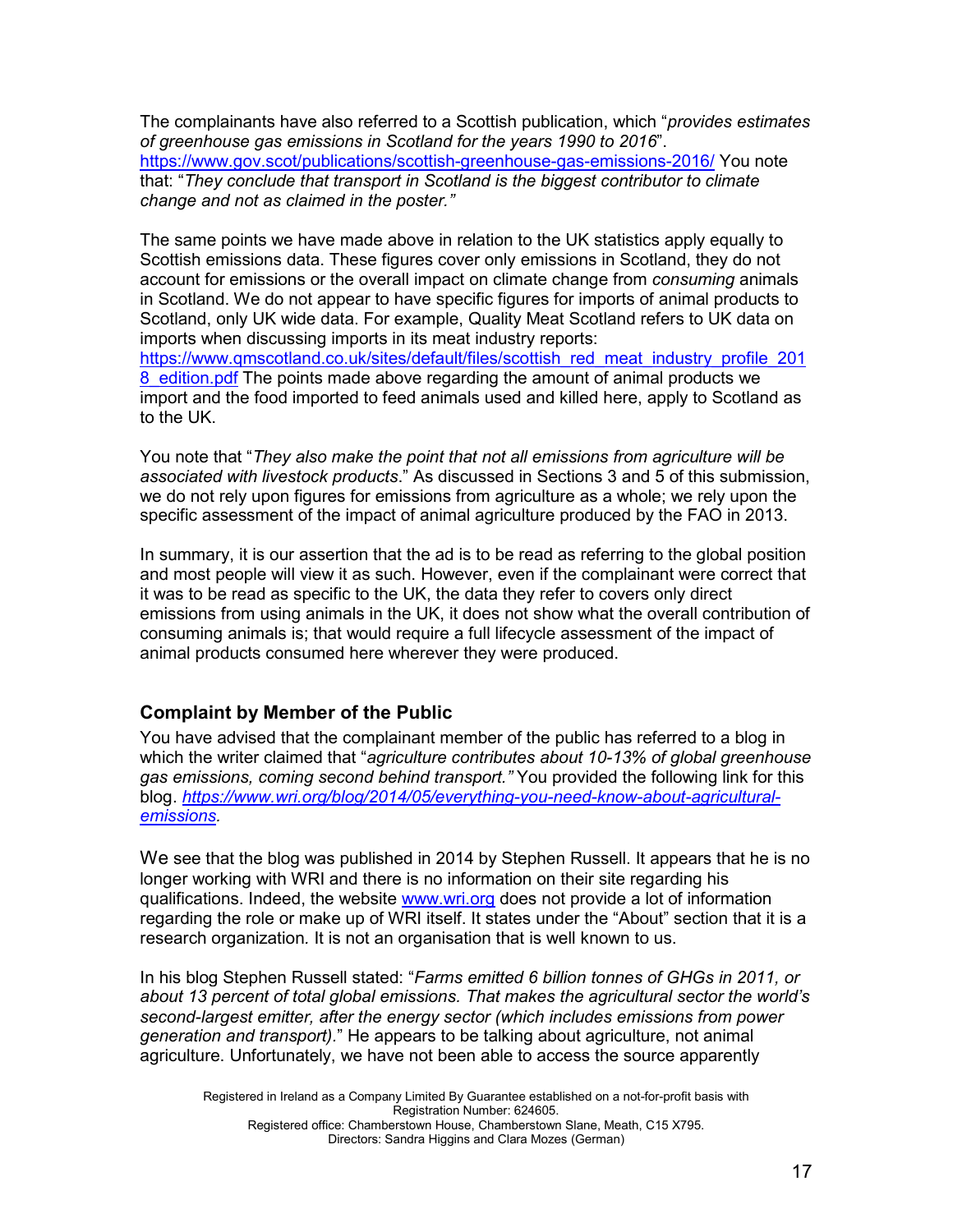The complainants have also referred to a Scottish publication, which "*provides estimates of greenhouse gas emissions in Scotland for the years 1990 to 2016*". https://www.gov.scot/publications/scottish-greenhouse-gas-emissions-2016/ You note that: "*They conclude that transport in Scotland is the biggest contributor to climate change and not as claimed in the poster."*

The same points we have made above in relation to the UK statistics apply equally to Scottish emissions data. These figures cover only emissions in Scotland, they do not account for emissions or the overall impact on climate change from *consuming* animals in Scotland. We do not appear to have specific figures for imports of animal products to Scotland, only UK wide data. For example, Quality Meat Scotland refers to UK data on imports when discussing imports in its meat industry reports: https://www.qmscotland.co.uk/sites/default/files/scottish_red_meat_industry_profile_2018_edition.pdf The points made above regarding the amount of animal products we import and the food imported to feed animals used and killed here, apply to Scotland as to the UK.

You note that "*They also make the point that not all emissions from agriculture will be associated with livestock products*." As discussed in Sections 3 and 5 of this submission, we do not rely upon figures for emissions from agriculture as a whole; we rely upon the specific assessment of the impact of animal agriculture produced by the FAO in 2013.

In summary, it is our assertion that the ad is to be read as referring to the global position and most people will view it as such. However, even if the complainant were correct that it was to be read as specific to the UK, the data they refer to covers only direct emissions from using animals in the UK, it does not show what the overall contribution of consuming animals is; that would require a full lifecycle assessment of the impact of animal products consumed here wherever they were produced.

### Complaint by Member of the Public

You have advised that the complainant member of the public has referred to a blog in which the writer claimed that "*agriculture contributes about 10-13% of global greenhouse gas emissions, coming second behind transport."* You provided the following link for this blog. *https://www.wri.org/blog/2014/05/everything-you-need-know-about-agricultural-emissions.*

We see that the blog was published in 2014 by Stephen Russell. It appears that he is no longer working with WRI and there is no information on their site regarding his qualifications. Indeed, the website www.wri.org does not provide a lot of information regarding the role or make up of WRI itself. It states under the "About" section that it is a research organization. It is not an organisation that is well known to us.

In his blog Stephen Russell stated: "*Farms emitted 6 billion tonnes of GHGs in 2011, or about 13 percent of total global emissions. That makes the agricultural sector the world's second-largest emitter, after the energy sector (which includes emissions from power generation and transport).*" He appears to be talking about agriculture, not animal agriculture. Unfortunately, we have not been able to access the source apparently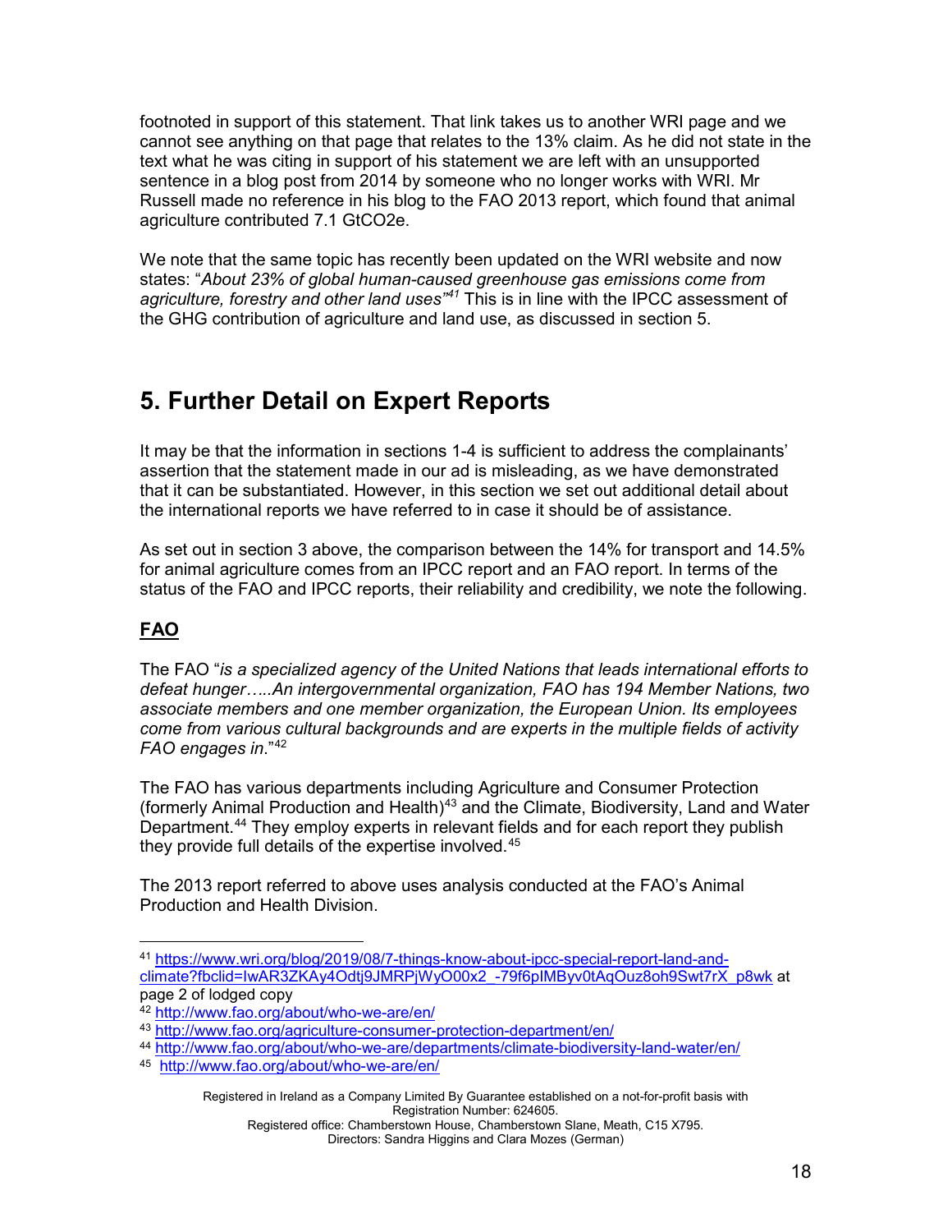footnoted in support of this statement. That link takes us to another WRI page and we cannot see anything on that page that relates to the 13% claim. As he did not state in the text what he was citing in support of his statement we are left with an unsupported sentence in a blog post from 2014 by someone who no longer works with WRI. Mr Russell made no reference in his blog to the FAO 2013 report, which found that animal agriculture contributed 7.1 $GtCO_2e$.

We note that the same topic has recently been updated on the WRI website and now states: "*About 23% of global human-caused greenhouse gas emissions come from agriculture, forestry and other land uses*"[41] This is in line with the IPCC assessment of the GHG contribution of agriculture and land use, as discussed in section 5.

# 5. Further Detail on Expert Reports

It may be that the information in sections 1-4 is sufficient to address the complainants' assertion that the statement made in our ad is misleading, as we have demonstrated that it can be substantiated. However, in this section we set out additional detail about the international reports we have referred to in case it should be of assistance.

As set out in section 3 above, the comparison between the 14% for transport and 14.5% for animal agriculture comes from an IPCC report and an FAO report. In terms of the status of the FAO and IPCC reports, their reliability and credibility, we note the following.

## **FAO**

The FAO "*is a specialized agency of the United Nations that leads international efforts to defeat hunger…..An intergovernmental organization, FAO has 194 Member Nations, two associate members and one member organization, the European Union. Its employees come from various cultural backgrounds and are experts in the multiple fields of activity FAO engages in*."[42]

The FAO has various departments including Agriculture and Consumer Protection (formerly Animal Production and Health)[43] and the Climate, Biodiversity, Land and Water Department.[44] They employ experts in relevant fields and for each report they publish they provide full details of the expertise involved.[45]

The 2013 report referred to above uses analysis conducted at the FAO's Animal Production and Health Division.

---

[41] https://www.wri.org/blog/2019/08/7-things-know-about-ipcc-special-report-land-and-climate?fbclid=IwAR3ZKAy4Odtj9JMRPjWyO00x2_-79f6pIMByv0tAqOuz8oh9Swt7rX_p8wk at page 2 of lodged copy

[42] http://www.fao.org/about/who-we-are/en/

[43] http://www.fao.org/agriculture-consumer-protection-department/en/

[44] http://www.fao.org/about/who-we-are/departments/climate-biodiversity-land-water/en/

[45] http://www.fao.org/about/who-we-are/en/

Registered in Ireland as a Company Limited By Guarantee established on a not-for-profit basis with Registration Number: 624605.
Registered office: Chamberstown House, Chamberstown Slane, Meath, C15 X795.
Directors: Sandra Higgins and Clara Mozes (German)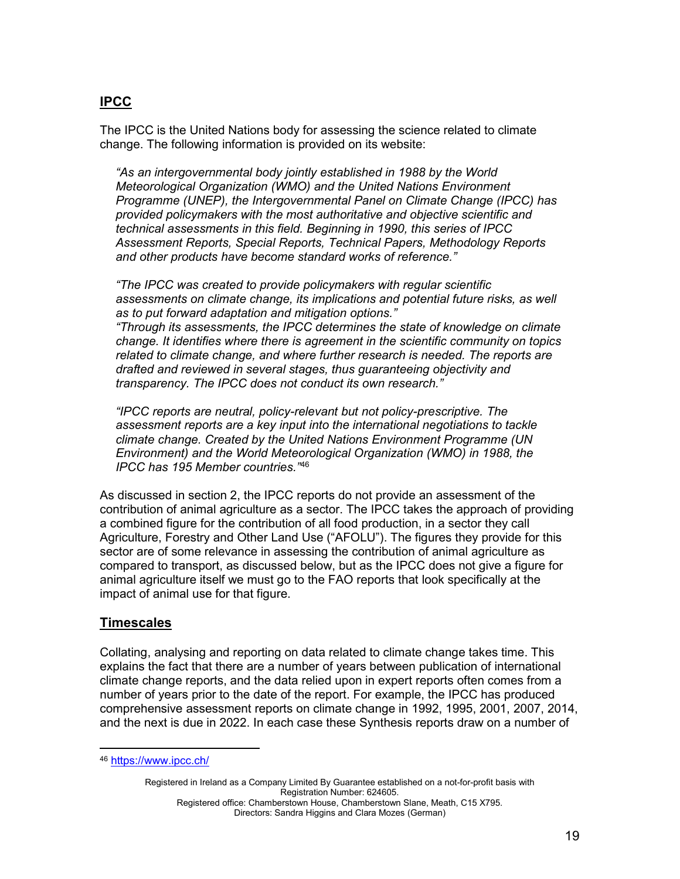## IPCC

The IPCC is the United Nations body for assessing the science related to climate change. The following information is provided on its website:

> *"As an intergovernmental body jointly established in 1988 by the World Meteorological Organization (WMO) and the United Nations Environment Programme (UNEP), the Intergovernmental Panel on Climate Change (IPCC) has provided policymakers with the most authoritative and objective scientific and technical assessments in this field. Beginning in 1990, this series of IPCC Assessment Reports, Special Reports, Technical Papers, Methodology Reports and other products have become standard works of reference."*
>
> *"The IPCC was created to provide policymakers with regular scientific assessments on climate change, its implications and potential future risks, as well as to put forward adaptation and mitigation options."*
> *"Through its assessments, the IPCC determines the state of knowledge on climate change. It identifies where there is agreement in the scientific community on topics related to climate change, and where further research is needed. The reports are drafted and reviewed in several stages, thus guaranteeing objectivity and transparency. The IPCC does not conduct its own research."*
>
> *"IPCC reports are neutral, policy-relevant but not policy-prescriptive. The assessment reports are a key input into the international negotiations to tackle climate change. Created by the United Nations Environment Programme (UN Environment) and the World Meteorological Organization (WMO) in 1988, the IPCC has 195 Member countries."*[46]

As discussed in section 2, the IPCC reports do not provide an assessment of the contribution of animal agriculture as a sector. The IPCC takes the approach of providing a combined figure for the contribution of all food production, in a sector they call Agriculture, Forestry and Other Land Use ("AFOLU"). The figures they provide for this sector are of some relevance in assessing the contribution of animal agriculture as compared to transport, as discussed below, but as the IPCC does not give a figure for animal agriculture itself we must go to the FAO reports that look specifically at the impact of animal use for that figure.

## Timescales

Collating, analysing and reporting on data related to climate change takes time. This explains the fact that there are a number of years between publication of international climate change reports, and the data relied upon in expert reports often comes from a number of years prior to the date of the report. For example, the IPCC has produced comprehensive assessment reports on climate change in 1992, 1995, 2001, 2007, 2014, and the next is due in 2022. In each case these Synthesis reports draw on a number of

---

[46] https://www.ipcc.ch/

Registered in Ireland as a Company Limited By Guarantee established on a not-for-profit basis with Registration Number: 624605.
Registered office: Chamberstown House, Chamberstown Slane, Meath, C15 X795.
Directors: Sandra Higgins and Clara Mozes (German)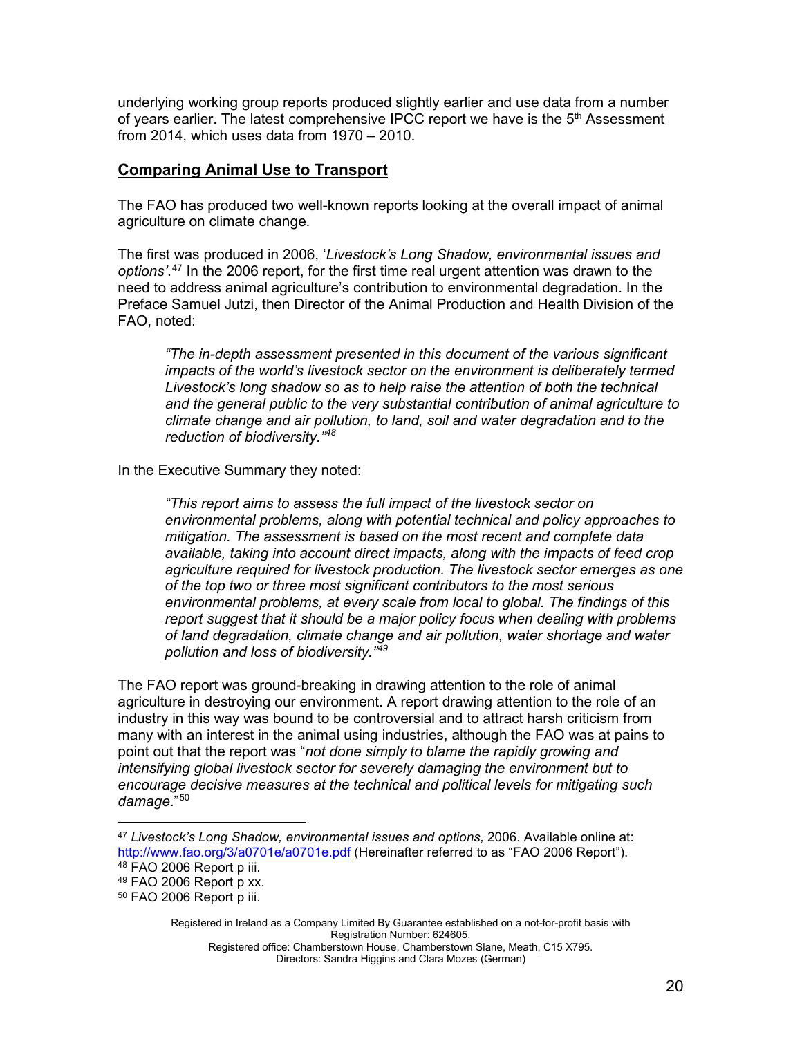underlying working group reports produced slightly earlier and use data from a number of years earlier. The latest comprehensive IPCC report we have is the 5th Assessment from 2014, which uses data from 1970 – 2010.

## Comparing Animal Use to Transport

The FAO has produced two well-known reports looking at the overall impact of animal agriculture on climate change.

The first was produced in 2006, '*Livestock's Long Shadow, environmental issues and options'*.[47] In the 2006 report, for the first time real urgent attention was drawn to the need to address animal agriculture's contribution to environmental degradation. In the Preface Samuel Jutzi, then Director of the Animal Production and Health Division of the FAO, noted:

> *"The in-depth assessment presented in this document of the various significant impacts of the world's livestock sector on the environment is deliberately termed Livestock's long shadow so as to help raise the attention of both the technical and the general public to the very substantial contribution of animal agriculture to climate change and air pollution, to land, soil and water degradation and to the reduction of biodiversity."*[48]

In the Executive Summary they noted:

> *"This report aims to assess the full impact of the livestock sector on environmental problems, along with potential technical and policy approaches to mitigation. The assessment is based on the most recent and complete data available, taking into account direct impacts, along with the impacts of feed crop agriculture required for livestock production. The livestock sector emerges as one of the top two or three most significant contributors to the most serious environmental problems, at every scale from local to global. The findings of this report suggest that it should be a major policy focus when dealing with problems of land degradation, climate change and air pollution, water shortage and water pollution and loss of biodiversity."*[49]

The FAO report was ground-breaking in drawing attention to the role of animal agriculture in destroying our environment. A report drawing attention to the role of an industry in this way was bound to be controversial and to attract harsh criticism from many with an interest in the animal using industries, although the FAO was at pains to point out that the report was "*not done simply to blame the rapidly growing and intensifying global livestock sector for severely damaging the environment but to encourage decisive measures at the technical and political levels for mitigating such damage*."[50]

---

[47] *Livestock's Long Shadow, environmental issues and options,* 2006. Available online at: http://www.fao.org/3/a0701e/a0701e.pdf (Hereinafter referred to as "FAO 2006 Report").

[48] FAO 2006 Report p iii.

[49] FAO 2006 Report p xx.

[50] FAO 2006 Report p iii.

Registered in Ireland as a Company Limited By Guarantee established on a not-for-profit basis with Registration Number: 624605.
Registered office: Chamberstown House, Chamberstown Slane, Meath, C15 X795.
Directors: Sandra Higgins and Clara Mozes (German)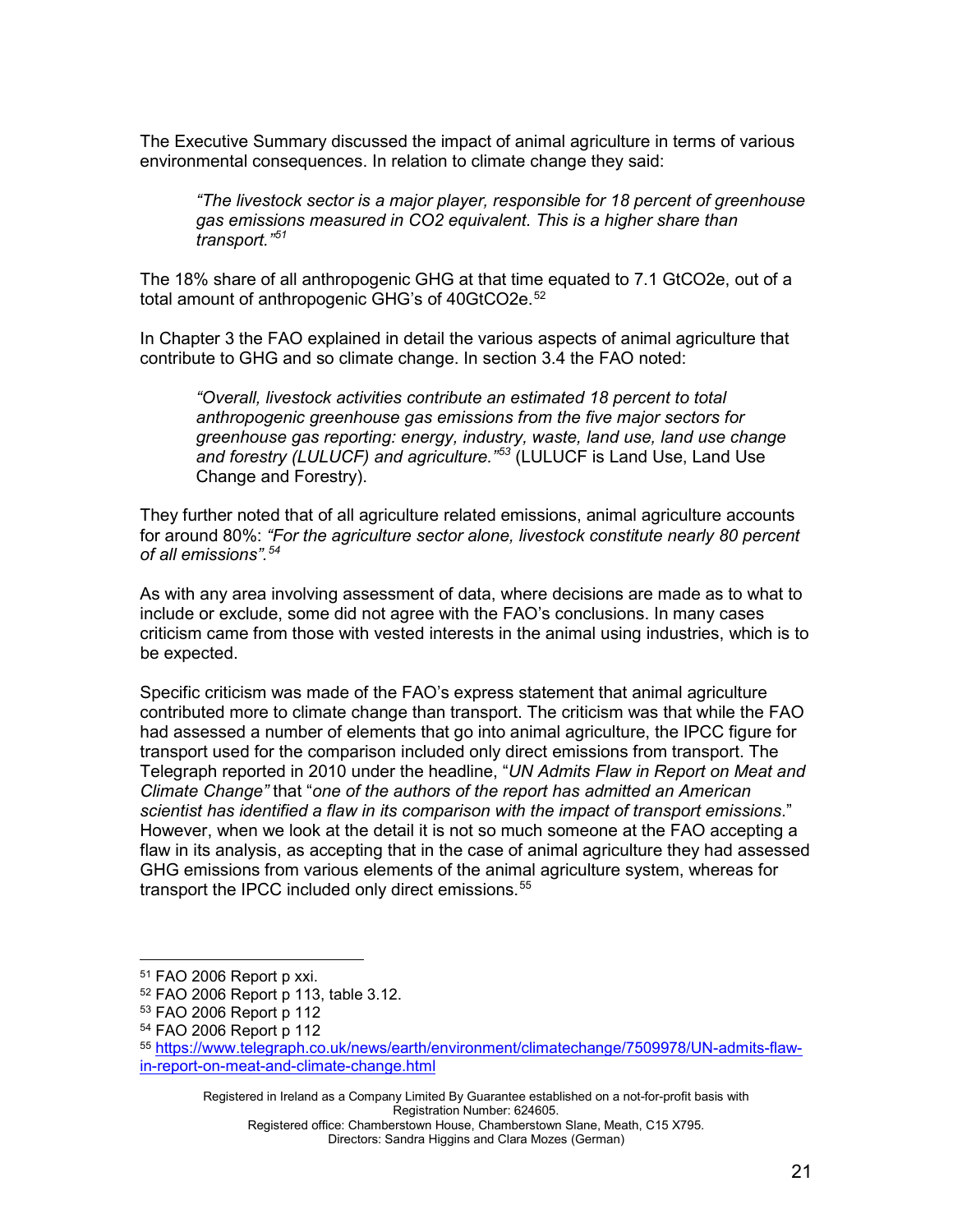The Executive Summary discussed the impact of animal agriculture in terms of various environmental consequences. In relation to climate change they said:

> *"The livestock sector is a major player, responsible for 18 percent of greenhouse gas emissions measured in CO2 equivalent. This is a higher share than transport."*[51]

The 18% share of all anthropogenic GHG at that time equated to 7.1 GtCO2e, out of a total amount of anthropogenic GHG's of 40GtCO2e.[52]

In Chapter 3 the FAO explained in detail the various aspects of animal agriculture that contribute to GHG and so climate change. In section 3.4 the FAO noted:

> *"Overall, livestock activities contribute an estimated 18 percent to total anthropogenic greenhouse gas emissions from the five major sectors for greenhouse gas reporting: energy, industry, waste, land use, land use change and forestry (LULUCF) and agriculture."*[53] (LULUCF is Land Use, Land Use Change and Forestry).

They further noted that of all agriculture related emissions, animal agriculture accounts for around 80%: *"For the agriculture sector alone, livestock constitute nearly 80 percent of all emissions".*[54]

As with any area involving assessment of data, where decisions are made as to what to include or exclude, some did not agree with the FAO's conclusions. In many cases criticism came from those with vested interests in the animal using industries, which is to be expected.

Specific criticism was made of the FAO's express statement that animal agriculture contributed more to climate change than transport. The criticism was that while the FAO had assessed a number of elements that go into animal agriculture, the IPCC figure for transport used for the comparison included only direct emissions from transport. The Telegraph reported in 2010 under the headline, "*UN Admits Flaw in Report on Meat and Climate Change"* that "*one of the authors of the report has admitted an American scientist has identified a flaw in its comparison with the impact of transport emissions*." However, when we look at the detail it is not so much someone at the FAO accepting a flaw in its analysis, as accepting that in the case of animal agriculture they had assessed GHG emissions from various elements of the animal agriculture system, whereas for transport the IPCC included only direct emissions.[55]

---

[51] FAO 2006 Report p xxi.

[52] FAO 2006 Report p 113, table 3.12.

[53] FAO 2006 Report p 112

[54] FAO 2006 Report p 112

[55] https://www.telegraph.co.uk/news/earth/environment/climatechange/7509978/UN-admits-flaw-in-report-on-meat-and-climate-change.html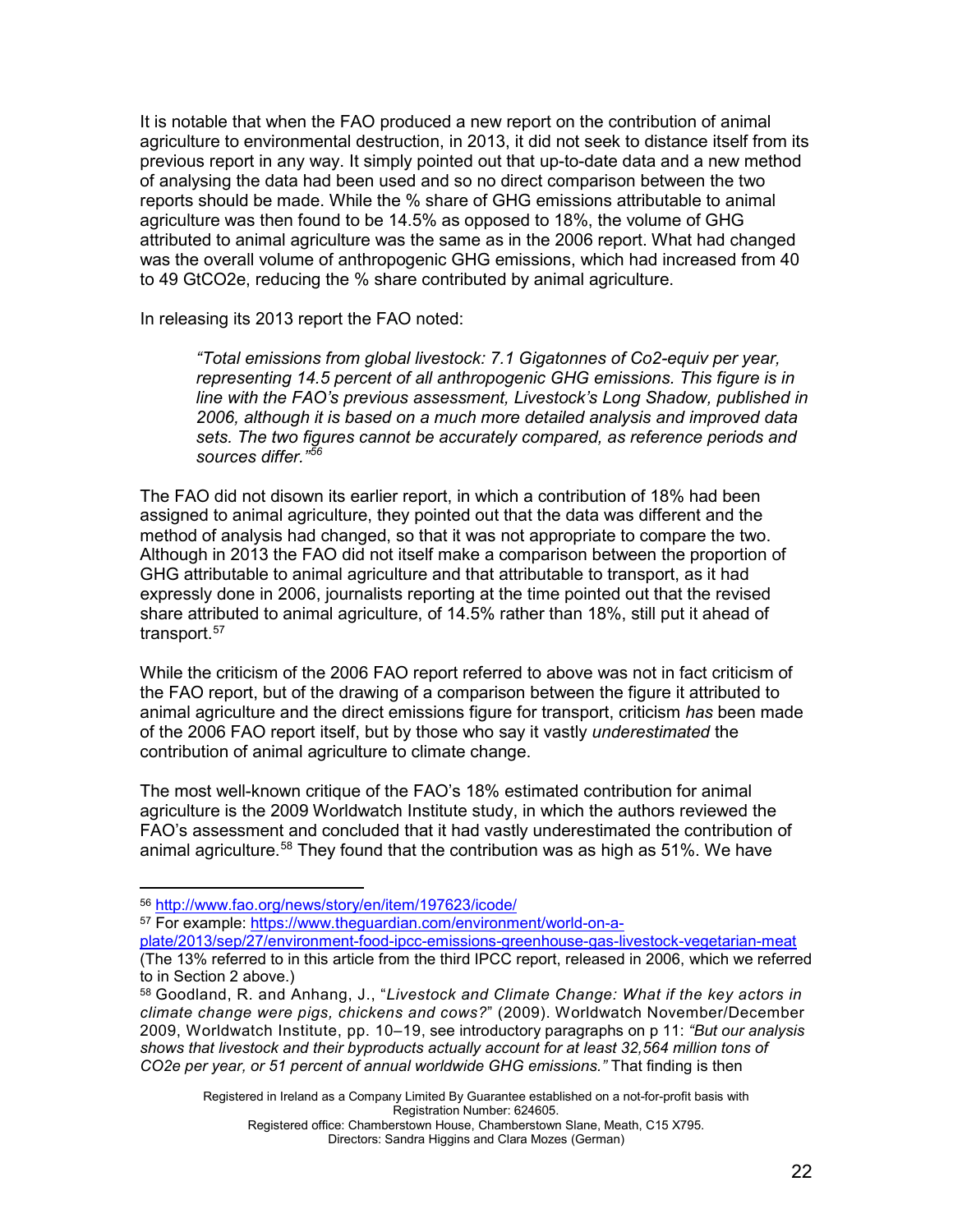It is notable that when the FAO produced a new report on the contribution of animal agriculture to environmental destruction, in 2013, it did not seek to distance itself from its previous report in any way. It simply pointed out that up-to-date data and a new method of analysing the data had been used and so no direct comparison between the two reports should be made. While the % share of GHG emissions attributable to animal agriculture was then found to be 14.5% as opposed to 18%, the volume of GHG attributed to animal agriculture was the same as in the 2006 report. What had changed was the overall volume of anthropogenic GHG emissions, which had increased from 40 to 49 GtCO2e, reducing the % share contributed by animal agriculture.

In releasing its 2013 report the FAO noted:

> *"Total emissions from global livestock: 7.1 Gigatonnes of Co2-equiv per year, representing 14.5 percent of all anthropogenic GHG emissions. This figure is in line with the FAO's previous assessment, Livestock's Long Shadow, published in 2006, although it is based on a much more detailed analysis and improved data sets. The two figures cannot be accurately compared, as reference periods and sources differ."*[56]

The FAO did not disown its earlier report, in which a contribution of 18% had been assigned to animal agriculture, they pointed out that the data was different and the method of analysis had changed, so that it was not appropriate to compare the two. Although in 2013 the FAO did not itself make a comparison between the proportion of GHG attributable to animal agriculture and that attributable to transport, as it had expressly done in 2006, journalists reporting at the time pointed out that the revised share attributed to animal agriculture, of 14.5% rather than 18%, still put it ahead of transport.[57]

While the criticism of the 2006 FAO report referred to above was not in fact criticism of the FAO report, but of the drawing of a comparison between the figure it attributed to animal agriculture and the direct emissions figure for transport, criticism *has* been made of the 2006 FAO report itself, but by those who say it vastly *underestimated* the contribution of animal agriculture to climate change.

The most well-known critique of the FAO's 18% estimated contribution for animal agriculture is the 2009 Worldwatch Institute study, in which the authors reviewed the FAO's assessment and concluded that it had vastly underestimated the contribution of animal agriculture.[58] They found that the contribution was as high as 51%. We have

---

[56] http://www.fao.org/news/story/en/item/197623/icode/

[57] For example: https://www.theguardian.com/environment/world-on-a-plate/2013/sep/27/environment-food-ipcc-emissions-greenhouse-gas-livestock-vegetarian-meat (The 13% referred to in this article from the third IPCC report, released in 2006, which we referred to in Section 2 above.)

[58] Goodland, R. and Anhang, J., "*Livestock and Climate Change: What if the key actors in climate change were pigs, chickens and cows?*" (2009). Worldwatch November/December 2009, Worldwatch Institute, pp. 10–19, see introductory paragraphs on p 11: *"But our analysis shows that livestock and their byproducts actually account for at least 32,564 million tons of CO2e per year, or 51 percent of annual worldwide GHG emissions."* That finding is then

Registered in Ireland as a Company Limited By Guarantee established on a not-for-profit basis with Registration Number: 624605.
Registered office: Chamberstown House, Chamberstown Slane, Meath, C15 X795.
Directors: Sandra Higgins and Clara Mozes (German)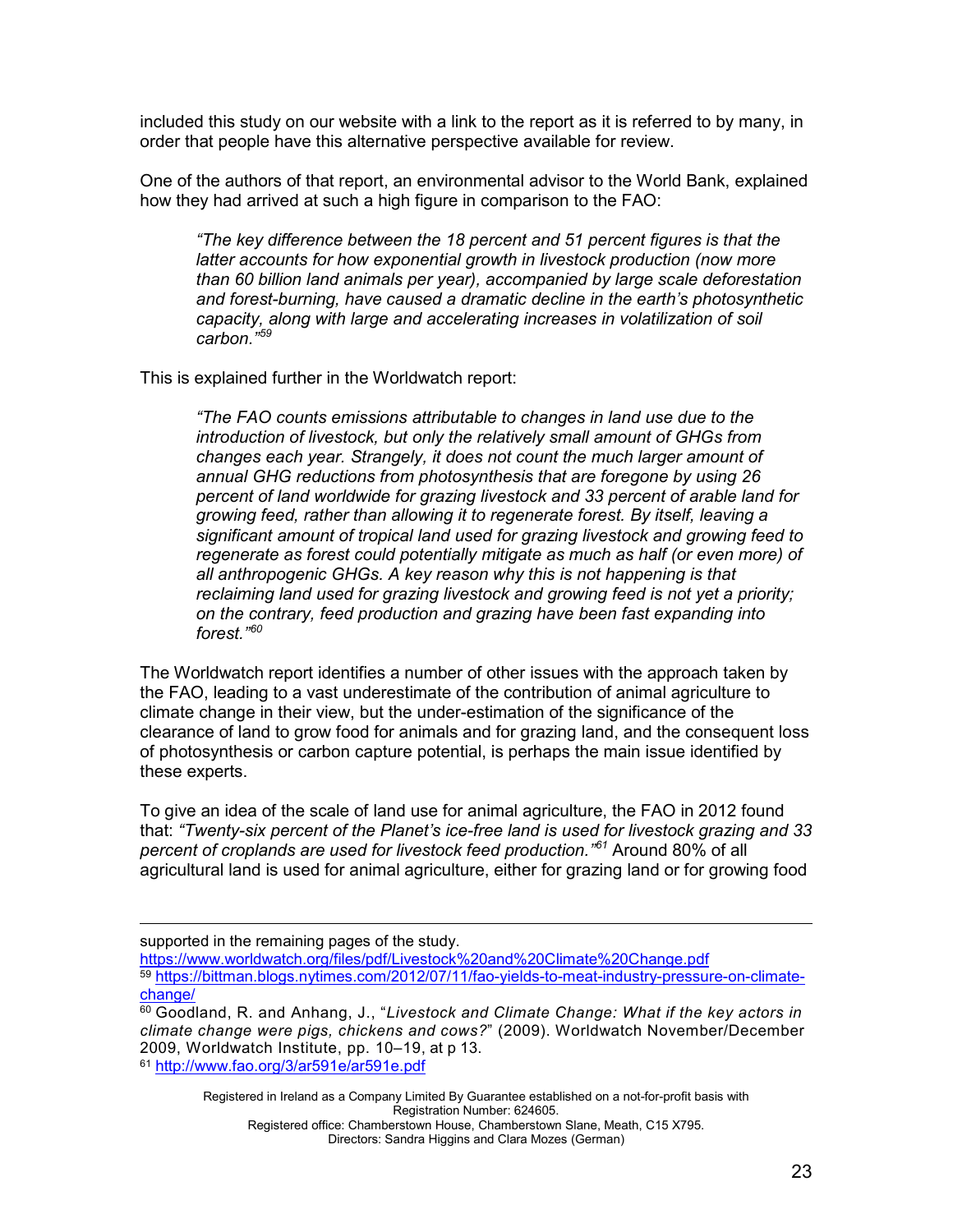included this study on our website with a link to the report as it is referred to by many, in order that people have this alternative perspective available for review.

One of the authors of that report, an environmental advisor to the World Bank, explained how they had arrived at such a high figure in comparison to the FAO:

> *"The key difference between the 18 percent and 51 percent figures is that the latter accounts for how exponential growth in livestock production (now more than 60 billion land animals per year), accompanied by large scale deforestation and forest-burning, have caused a dramatic decline in the earth's photosynthetic capacity, along with large and accelerating increases in volatilization of soil carbon."*[59]

This is explained further in the Worldwatch report:

> *"The FAO counts emissions attributable to changes in land use due to the introduction of livestock, but only the relatively small amount of GHGs from changes each year. Strangely, it does not count the much larger amount of annual GHG reductions from photosynthesis that are foregone by using 26 percent of land worldwide for grazing livestock and 33 percent of arable land for growing feed, rather than allowing it to regenerate forest. By itself, leaving a significant amount of tropical land used for grazing livestock and growing feed to regenerate as forest could potentially mitigate as much as half (or even more) of all anthropogenic GHGs. A key reason why this is not happening is that reclaiming land used for grazing livestock and growing feed is not yet a priority; on the contrary, feed production and grazing have been fast expanding into forest."*[60]

The Worldwatch report identifies a number of other issues with the approach taken by the FAO, leading to a vast underestimate of the contribution of animal agriculture to climate change in their view, but the under-estimation of the significance of the clearance of land to grow food for animals and for grazing land, and the consequent loss of photosynthesis or carbon capture potential, is perhaps the main issue identified by these experts.

To give an idea of the scale of land use for animal agriculture, the FAO in 2012 found that: *"Twenty-six percent of the Planet's ice-free land is used for livestock grazing and 33 percent of croplands are used for livestock feed production."*[61] Around 80% of all agricultural land is used for animal agriculture, either for grazing land or for growing food

---

supported in the remaining pages of the study.
https://www.worldwatch.org/files/pdf/Livestock%20and%20Climate%20Change.pdf

[59] https://bittman.blogs.nytimes.com/2012/07/11/fao-yields-to-meat-industry-pressure-on-climate-change/

[60] Goodland, R. and Anhang, J., "*Livestock and Climate Change: What if the key actors in climate change were pigs, chickens and cows?*" (2009). Worldwatch November/December 2009, Worldwatch Institute, pp. 10–19, at p 13.

[61] http://www.fao.org/3/ar591e/ar591e.pdf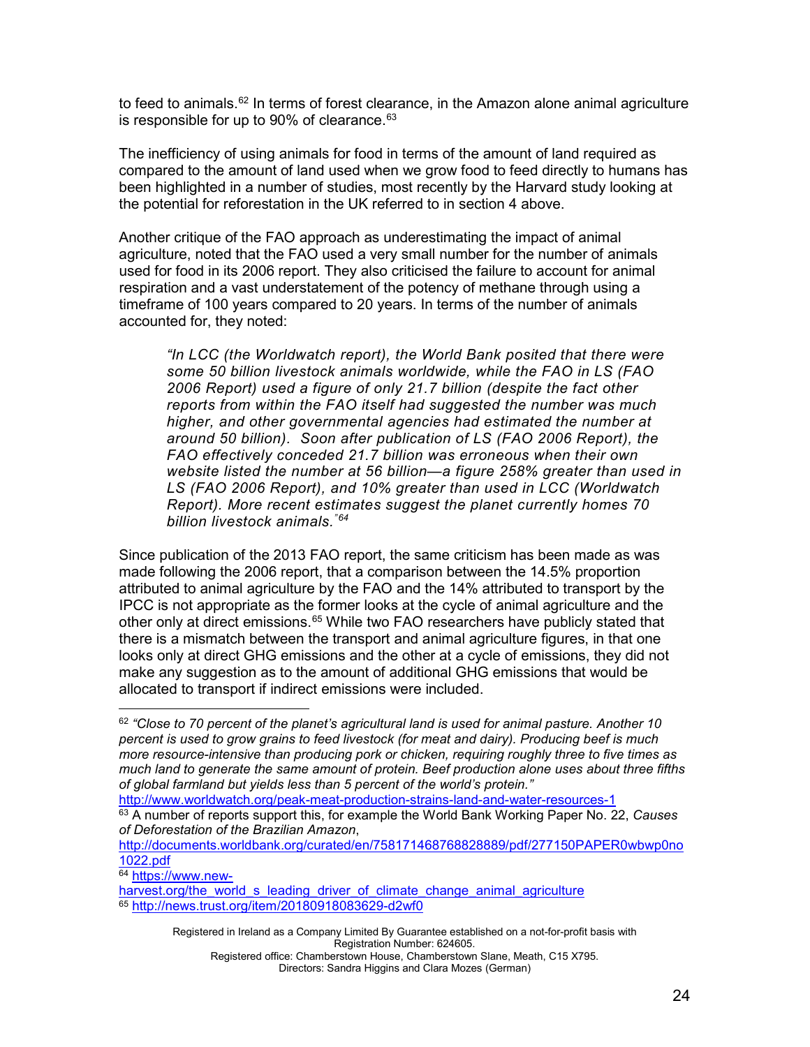to feed to animals.[62] In terms of forest clearance, in the Amazon alone animal agriculture is responsible for up to 90% of clearance.[63]

The inefficiency of using animals for food in terms of the amount of land required as compared to the amount of land used when we grow food to feed directly to humans has been highlighted in a number of studies, most recently by the Harvard study looking at the potential for reforestation in the UK referred to in section 4 above.

Another critique of the FAO approach as underestimating the impact of animal agriculture, noted that the FAO used a very small number for the number of animals used for food in its 2006 report. They also criticised the failure to account for animal respiration and a vast understatement of the potency of methane through using a timeframe of 100 years compared to 20 years. In terms of the number of animals accounted for, they noted:

> *"In LCC (the Worldwatch report), the World Bank posited that there were some 50 billion livestock animals worldwide, while the FAO in LS (FAO 2006 Report) used a figure of only 21.7 billion (despite the fact other reports from within the FAO itself had suggested the number was much higher, and other governmental agencies had estimated the number at around 50 billion). Soon after publication of LS (FAO 2006 Report), the FAO effectively conceded 21.7 billion was erroneous when their own website listed the number at 56 billion—a figure 258% greater than used in LS (FAO 2006 Report), and 10% greater than used in LCC (Worldwatch Report). More recent estimates suggest the planet currently homes 70 billion livestock animals."*[64]

Since publication of the 2013 FAO report, the same criticism has been made as was made following the 2006 report, that a comparison between the 14.5% proportion attributed to animal agriculture by the FAO and the 14% attributed to transport by the IPCC is not appropriate as the former looks at the cycle of animal agriculture and the other only at direct emissions.[65] While two FAO researchers have publicly stated that there is a mismatch between the transport and animal agriculture figures, in that one looks only at direct GHG emissions and the other at a cycle of emissions, they did not make any suggestion as to the amount of additional GHG emissions that would be allocated to transport if indirect emissions were included.

---

[62] *"Close to 70 percent of the planet's agricultural land is used for animal pasture. Another 10 percent is used to grow grains to feed livestock (for meat and dairy). Producing beef is much more resource-intensive than producing pork or chicken, requiring roughly three to five times as much land to generate the same amount of protein. Beef production alone uses about three fifths of global farmland but yields less than 5 percent of the world's protein."* http://www.worldwatch.org/peak-meat-production-strains-land-and-water-resources-1

[63] A number of reports support this, for example the World Bank Working Paper No. 22, *Causes of Deforestation of the Brazilian Amazon*, http://documents.worldbank.org/curated/en/758171468768828889/pdf/277150PAPER0wbwp0no1022.pdf

[64] https://www.new-harvest.org/the_world_s_leading_driver_of_climate_change_animal_agriculture

[65] http://news.trust.org/item/20180918083629-d2wf0

Registered in Ireland as a Company Limited By Guarantee established on a not-for-profit basis with Registration Number: 624605.
Registered office: Chamberstown House, Chamberstown Slane, Meath, C15 X795.
Directors: Sandra Higgins and Clara Mozes (German)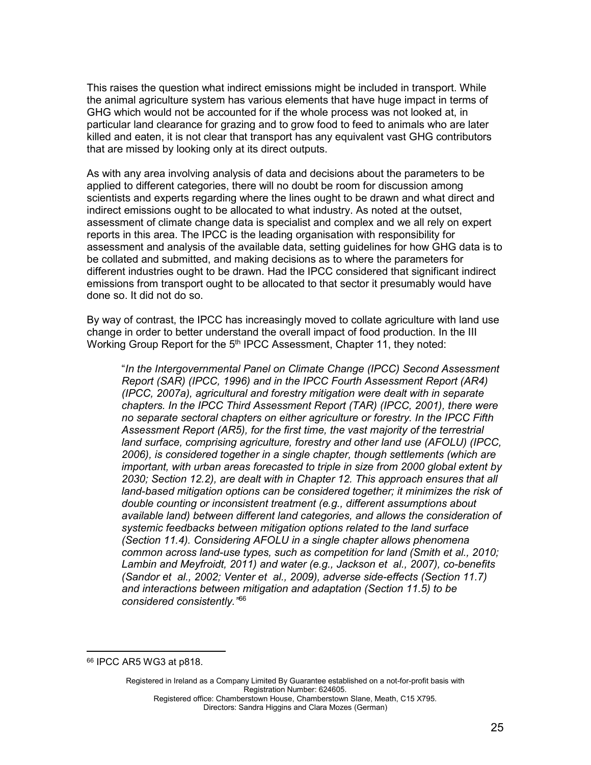This raises the question what indirect emissions might be included in transport. While the animal agriculture system has various elements that have huge impact in terms of GHG which would not be accounted for if the whole process was not looked at, in particular land clearance for grazing and to grow food to feed to animals who are later killed and eaten, it is not clear that transport has any equivalent vast GHG contributors that are missed by looking only at its direct outputs.

As with any area involving analysis of data and decisions about the parameters to be applied to different categories, there will no doubt be room for discussion among scientists and experts regarding where the lines ought to be drawn and what direct and indirect emissions ought to be allocated to what industry. As noted at the outset, assessment of climate change data is specialist and complex and we all rely on expert reports in this area. The IPCC is the leading organisation with responsibility for assessment and analysis of the available data, setting guidelines for how GHG data is to be collated and submitted, and making decisions as to where the parameters for different industries ought to be drawn. Had the IPCC considered that significant indirect emissions from transport ought to be allocated to that sector it presumably would have done so. It did not do so.

By way of contrast, the IPCC has increasingly moved to collate agriculture with land use change in order to better understand the overall impact of food production. In the III Working Group Report for the 5th IPCC Assessment, Chapter 11, they noted:

> "*In the Intergovernmental Panel on Climate Change (IPCC) Second Assessment Report (SAR) (IPCC, 1996) and in the IPCC Fourth Assessment Report (AR4) (IPCC, 2007a), agricultural and forestry mitigation were dealt with in separate chapters. In the IPCC Third Assessment Report (TAR) (IPCC, 2001), there were no separate sectoral chapters on either agriculture or forestry. In the IPCC Fifth Assessment Report (AR5), for the first time, the vast majority of the terrestrial land surface, comprising agriculture, forestry and other land use (AFOLU) (IPCC, 2006), is considered together in a single chapter, though settlements (which are important, with urban areas forecasted to triple in size from 2000 global extent by 2030; Section 12.2), are dealt with in Chapter 12. This approach ensures that all land-based mitigation options can be considered together; it minimizes the risk of double counting or inconsistent treatment (e.g., different assumptions about available land) between different land categories, and allows the consideration of systemic feedbacks between mitigation options related to the land surface (Section 11.4). Considering AFOLU in a single chapter allows phenomena common across land-use types, such as competition for land (Smith et al., 2010; Lambin and Meyfroidt, 2011) and water (e.g., Jackson et al., 2007), co-benefits (Sandor et al., 2002; Venter et al., 2009), adverse side-effects (Section 11.7) and interactions between mitigation and adaptation (Section 11.5) to be considered consistently.*"[66]

---

[66] IPCC AR5 WG3 at p818.

Registered in Ireland as a Company Limited By Guarantee established on a not-for-profit basis with Registration Number: 624605.
Registered office: Chamberstown House, Chamberstown Slane, Meath, C15 X795.
Directors: Sandra Higgins and Clara Mozes (German)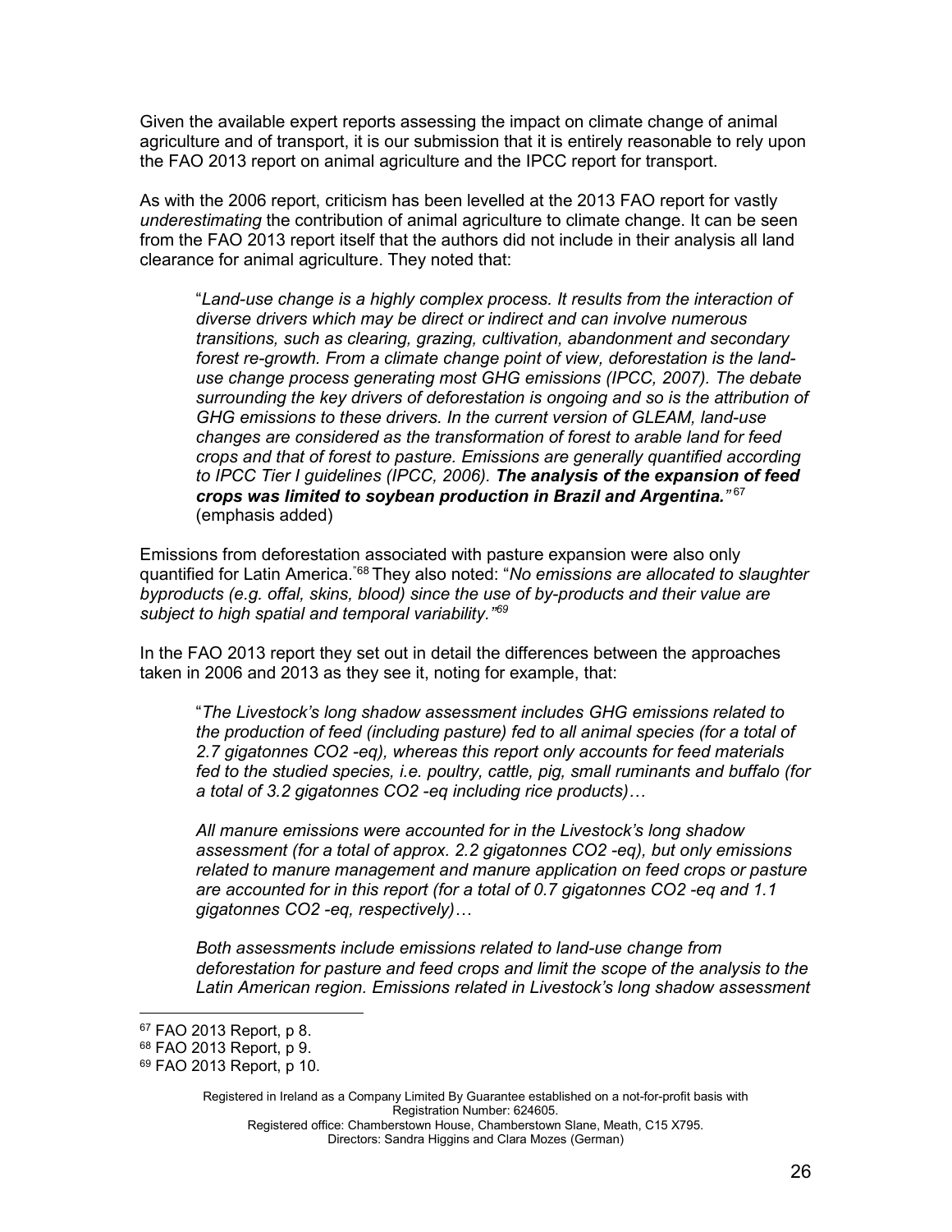Given the available expert reports assessing the impact on climate change of animal agriculture and of transport, it is our submission that it is entirely reasonable to rely upon the FAO 2013 report on animal agriculture and the IPCC report for transport.

As with the 2006 report, criticism has been levelled at the 2013 FAO report for vastly *underestimating* the contribution of animal agriculture to climate change. It can be seen from the FAO 2013 report itself that the authors did not include in their analysis all land clearance for animal agriculture. They noted that:

> "*Land-use change is a highly complex process. It results from the interaction of diverse drivers which may be direct or indirect and can involve numerous transitions, such as clearing, grazing, cultivation, abandonment and secondary forest re-growth. From a climate change point of view, deforestation is the land-use change process generating most GHG emissions (IPCC, 2007). The debate surrounding the key drivers of deforestation is ongoing and so is the attribution of GHG emissions to these drivers. In the current version of GLEAM, land-use changes are considered as the transformation of forest to arable land for feed crops and that of forest to pasture. Emissions are generally quantified according to IPCC Tier I guidelines (IPCC, 2006).* ***The analysis of the expansion of feed crops was limited to soybean production in Brazil and Argentina."***[67] (emphasis added)

Emissions from deforestation associated with pasture expansion were also only quantified for Latin America."[68] They also noted: "*No emissions are allocated to slaughter byproducts (e.g. offal, skins, blood) since the use of by-products and their value are subject to high spatial and temporal variability."*[69]

In the FAO 2013 report they set out in detail the differences between the approaches taken in 2006 and 2013 as they see it, noting for example, that:

> "*The Livestock's long shadow assessment includes GHG emissions related to the production of feed (including pasture) fed to all animal species (for a total of 2.7 gigatonnes CO2 -eq), whereas this report only accounts for feed materials fed to the studied species, i.e. poultry, cattle, pig, small ruminants and buffalo (for a total of 3.2 gigatonnes CO2 -eq including rice products)…*
>
> *All manure emissions were accounted for in the Livestock's long shadow assessment (for a total of approx. 2.2 gigatonnes CO2 -eq), but only emissions related to manure management and manure application on feed crops or pasture are accounted for in this report (for a total of 0.7 gigatonnes CO2 -eq and 1.1 gigatonnes CO2 -eq, respectively)…*
>
> *Both assessments include emissions related to land-use change from deforestation for pasture and feed crops and limit the scope of the analysis to the Latin American region. Emissions related in Livestock's long shadow assessment*

---

[67] FAO 2013 Report, p 8.
[68] FAO 2013 Report, p 9.
[69] FAO 2013 Report, p 10.

Registered in Ireland as a Company Limited By Guarantee established on a not-for-profit basis with Registration Number: 624605.
Registered office: Chamberstown House, Chamberstown Slane, Meath, C15 X795.
Directors: Sandra Higgins and Clara Mozes (German)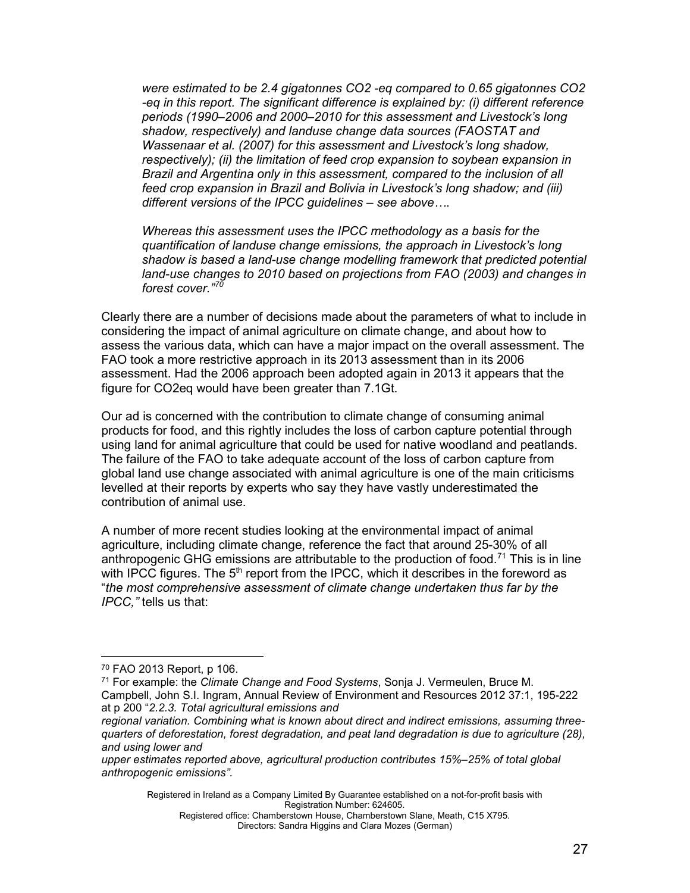*were estimated to be 2.4 gigatonnes CO2 -eq compared to 0.65 gigatonnes CO2 -eq in this report. The significant difference is explained by: (i) different reference periods (1990–2006 and 2000–2010 for this assessment and Livestock's long shadow, respectively) and landuse change data sources (FAOSTAT and Wassenaar et al. (2007) for this assessment and Livestock's long shadow, respectively); (ii) the limitation of feed crop expansion to soybean expansion in Brazil and Argentina only in this assessment, compared to the inclusion of all feed crop expansion in Brazil and Bolivia in Livestock's long shadow; and (iii) different versions of the IPCC guidelines – see above….*

*Whereas this assessment uses the IPCC methodology as a basis for the quantification of landuse change emissions, the approach in Livestock's long shadow is based a land-use change modelling framework that predicted potential land-use changes to 2010 based on projections from FAO (2003) and changes in forest cover."*[70]

Clearly there are a number of decisions made about the parameters of what to include in considering the impact of animal agriculture on climate change, and about how to assess the various data, which can have a major impact on the overall assessment. The FAO took a more restrictive approach in its 2013 assessment than in its 2006 assessment. Had the 2006 approach been adopted again in 2013 it appears that the figure for CO2eq would have been greater than 7.1Gt.

Our ad is concerned with the contribution to climate change of consuming animal products for food, and this rightly includes the loss of carbon capture potential through using land for animal agriculture that could be used for native woodland and peatlands. The failure of the FAO to take adequate account of the loss of carbon capture from global land use change associated with animal agriculture is one of the main criticisms levelled at their reports by experts who say they have vastly underestimated the contribution of animal use.

A number of more recent studies looking at the environmental impact of animal agriculture, including climate change, reference the fact that around 25-30% of all anthropogenic GHG emissions are attributable to the production of food.[71] This is in line with IPCC figures. The 5th report from the IPCC, which it describes in the foreword as "*the most comprehensive assessment of climate change undertaken thus far by the IPCC,"* tells us that:

---

[70] FAO 2013 Report, p 106.

[71] For example: the *Climate Change and Food Systems*, Sonja J. Vermeulen, Bruce M. Campbell, John S.I. Ingram, Annual Review of Environment and Resources 2012 37:1, 195-222 at p 200 "*2.2.3. Total agricultural emissions and regional variation. Combining what is known about direct and indirect emissions, assuming three-quarters of deforestation, forest degradation, and peat land degradation is due to agriculture (28), and using lower and upper estimates reported above, agricultural production contributes 15%–25% of total global anthropogenic emissions".*

Registered in Ireland as a Company Limited By Guarantee established on a not-for-profit basis with Registration Number: 624605.
Registered office: Chamberstown House, Chamberstown Slane, Meath, C15 X795.
Directors: Sandra Higgins and Clara Mozes (German)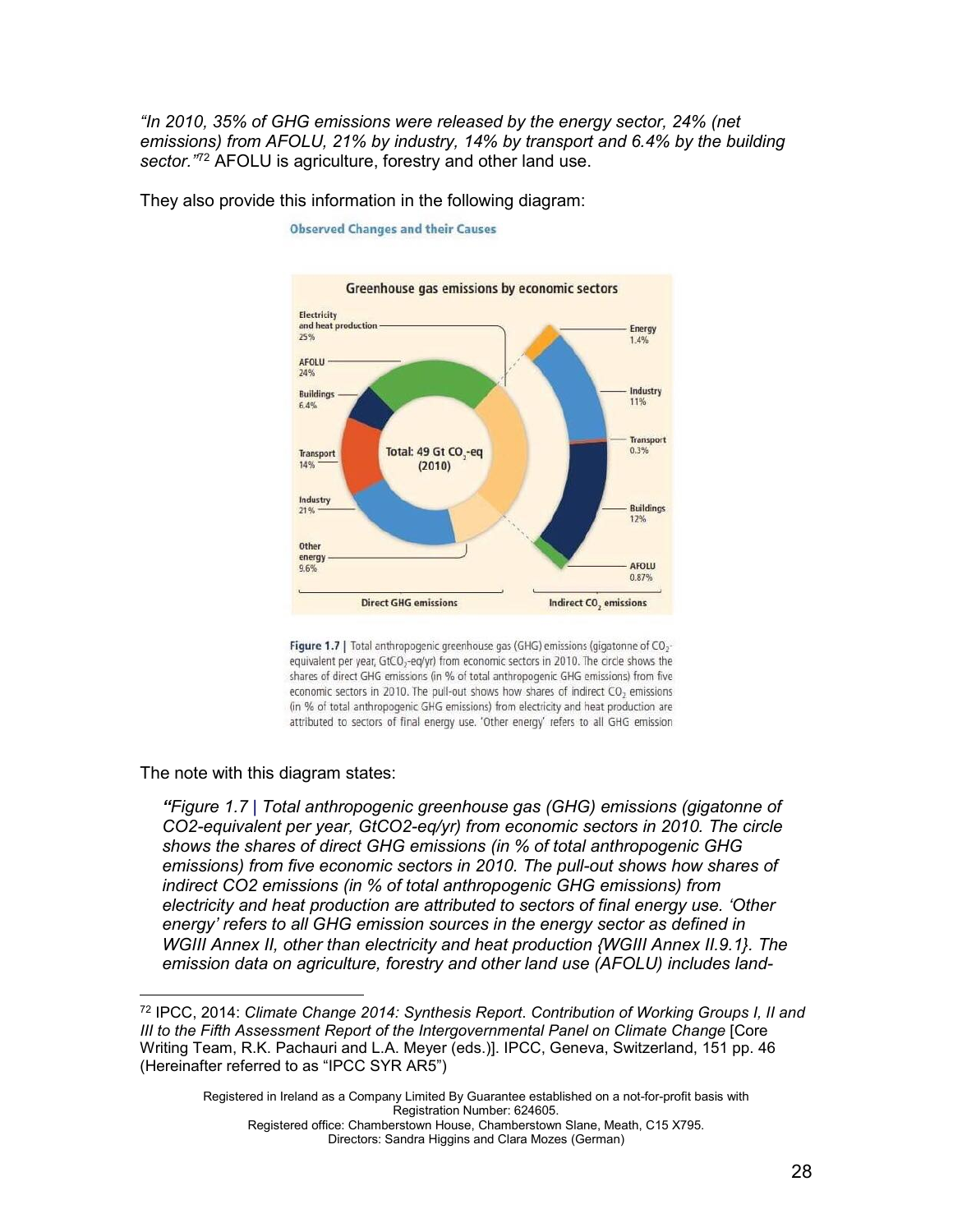*"In 2010, 35% of GHG emissions were released by the energy sector, 24% (net emissions) from AFOLU, 21% by industry, 14% by transport and 6.4% by the building sector."*[72] AFOLU is agriculture, forestry and other land use.

They also provide this information in the following diagram:

**Observed Changes and their Causes**

**Greenhouse gas emissions by economic sectors**

Electricity and heat production 25%; AFOLU 24%; Buildings 6.4%; Transport 14%; Industry 21%; Other energy 9.6%

Total: 49 Gt $CO_2$-eq (2010)

Energy 1.4%; Industry 11%; Transport 0.3%; Buildings 12%; AFOLU 0.87%

Direct GHG emissions — Indirect $CO_2$ emissions

**Figure 1.7** | Total anthropogenic greenhouse gas (GHG) emissions (gigatonne of $CO_2$-equivalent per year, $GtCO_2$-eq/yr) from economic sectors in 2010. The circle shows the shares of direct GHG emissions (in % of total anthropogenic GHG emissions) from five economic sectors in 2010. The pull-out shows how shares of indirect $CO_2$ emissions (in % of total anthropogenic GHG emissions) from electricity and heat production are attributed to sectors of final energy use. 'Other energy' refers to all GHG emission

The note with this diagram states:

> *"Figure 1.7 | Total anthropogenic greenhouse gas (GHG) emissions (gigatonne of CO2-equivalent per year, GtCO2-eq/yr) from economic sectors in 2010. The circle shows the shares of direct GHG emissions (in % of total anthropogenic GHG emissions) from five economic sectors in 2010. The pull-out shows how shares of indirect CO2 emissions (in % of total anthropogenic GHG emissions) from electricity and heat production are attributed to sectors of final energy use. 'Other energy' refers to all GHG emission sources in the energy sector as defined in WGIII Annex II, other than electricity and heat production {WGIII Annex II.9.1}. The emission data on agriculture, forestry and other land use (AFOLU) includes land-*

---

[72] IPCC, 2014: *Climate Change 2014: Synthesis Report*. *Contribution of Working Groups I, II and III to the Fifth Assessment Report of the Intergovernmental Panel on Climate Change* [Core Writing Team, R.K. Pachauri and L.A. Meyer (eds.)]. IPCC, Geneva, Switzerland, 151 pp. 46 (Hereinafter referred to as "IPCC SYR AR5")

Registered in Ireland as a Company Limited By Guarantee established on a not-for-profit basis with Registration Number: 624605.
Registered office: Chamberstown House, Chamberstown Slane, Meath, C15 X795.
Directors: Sandra Higgins and Clara Mozes (German)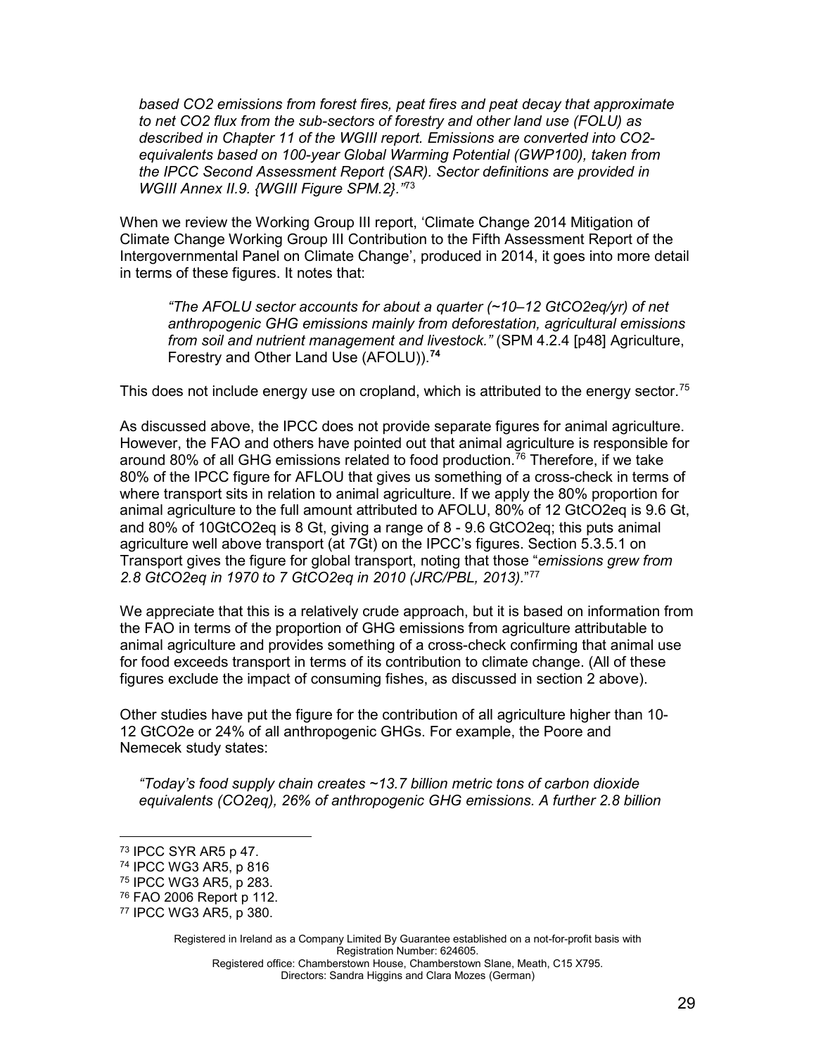*based CO2 emissions from forest fires, peat fires and peat decay that approximate to net CO2 flux from the sub-sectors of forestry and other land use (FOLU) as described in Chapter 11 of the WGIII report. Emissions are converted into CO2-equivalents based on 100-year Global Warming Potential (GWP100), taken from the IPCC Second Assessment Report (SAR). Sector definitions are provided in WGIII Annex II.9. {WGIII Figure SPM.2}."*[73]

When we review the Working Group III report, 'Climate Change 2014 Mitigation of Climate Change Working Group III Contribution to the Fifth Assessment Report of the Intergovernmental Panel on Climate Change', produced in 2014, it goes into more detail in terms of these figures. It notes that:

> *"The AFOLU sector accounts for about a quarter (~10–12 GtCO2eq/yr) of net anthropogenic GHG emissions mainly from deforestation, agricultural emissions from soil and nutrient management and livestock."* (SPM 4.2.4 [p48] Agriculture, Forestry and Other Land Use (AFOLU)).**[74]**

This does not include energy use on cropland, which is attributed to the energy sector.[75]

As discussed above, the IPCC does not provide separate figures for animal agriculture. However, the FAO and others have pointed out that animal agriculture is responsible for around 80% of all GHG emissions related to food production.[76] Therefore, if we take 80% of the IPCC figure for AFLOU that gives us something of a cross-check in terms of where transport sits in relation to animal agriculture. If we apply the 80% proportion for animal agriculture to the full amount attributed to AFOLU, 80% of 12 GtCO2eq is 9.6 Gt, and 80% of 10GtCO2eq is 8 Gt, giving a range of 8 - 9.6 GtCO2eq; this puts animal agriculture well above transport (at 7Gt) on the IPCC's figures. Section 5.3.5.1 on Transport gives the figure for global transport, noting that those "*emissions grew from 2.8 GtCO2eq in 1970 to 7 GtCO2eq in 2010 (JRC/PBL, 2013).*"[77]

We appreciate that this is a relatively crude approach, but it is based on information from the FAO in terms of the proportion of GHG emissions from agriculture attributable to animal agriculture and provides something of a cross-check confirming that animal use for food exceeds transport in terms of its contribution to climate change. (All of these figures exclude the impact of consuming fishes, as discussed in section 2 above).

Other studies have put the figure for the contribution of all agriculture higher than 10-12 GtCO2e or 24% of all anthropogenic GHGs. For example, the Poore and Nemecek study states:

> *"Today's food supply chain creates ~13.7 billion metric tons of carbon dioxide equivalents (CO2eq), 26% of anthropogenic GHG emissions. A further 2.8 billion*

---

[73] IPCC SYR AR5 p 47.

[74] IPCC WG3 AR5, p 816

[75] IPCC WG3 AR5, p 283.

[76] FAO 2006 Report p 112.

[77] IPCC WG3 AR5, p 380.

Registered in Ireland as a Company Limited By Guarantee established on a not-for-profit basis with Registration Number: 624605.
Registered office: Chamberstown House, Chamberstown Slane, Meath, C15 X795.
Directors: Sandra Higgins and Clara Mozes (German)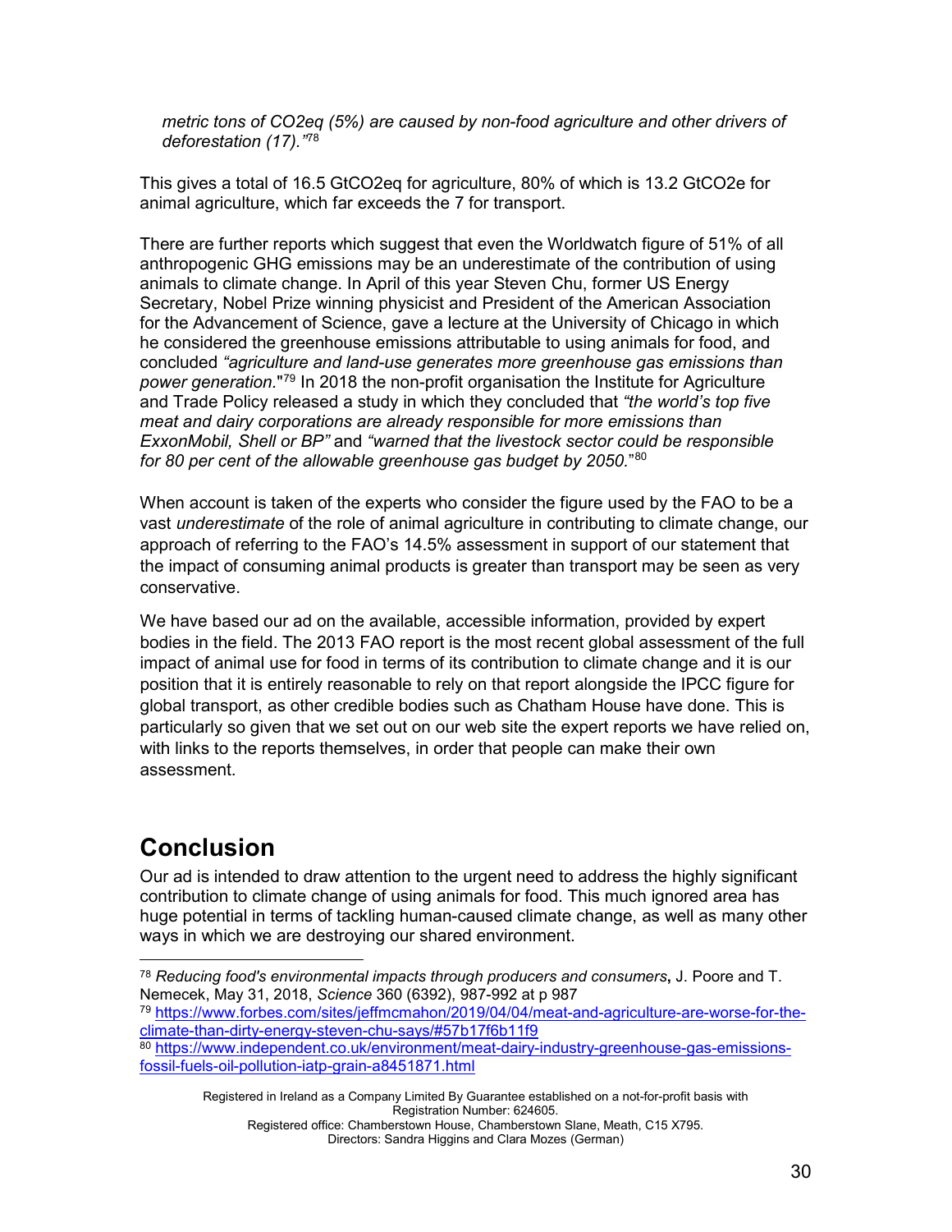*metric tons of CO2eq (5%) are caused by non-food agriculture and other drivers of deforestation (17)."*[78]

This gives a total of 16.5 GtCO2eq for agriculture, 80% of which is 13.2 GtCO2e for animal agriculture, which far exceeds the 7 for transport.

There are further reports which suggest that even the Worldwatch figure of 51% of all anthropogenic GHG emissions may be an underestimate of the contribution of using animals to climate change. In April of this year Steven Chu, former US Energy Secretary, Nobel Prize winning physicist and President of the American Association for the Advancement of Science, gave a lecture at the University of Chicago in which he considered the greenhouse emissions attributable to using animals for food, and concluded *"agriculture and land-use generates more greenhouse gas emissions than power generation."*[79] In 2018 the non-profit organisation the Institute for Agriculture and Trade Policy released a study in which they concluded that *"the world's top five meat and dairy corporations are already responsible for more emissions than ExxonMobil, Shell or BP"* and *"warned that the livestock sector could be responsible for 80 per cent of the allowable greenhouse gas budget by 2050."*[80]

When account is taken of the experts who consider the figure used by the FAO to be a vast *underestimate* of the role of animal agriculture in contributing to climate change, our approach of referring to the FAO's 14.5% assessment in support of our statement that the impact of consuming animal products is greater than transport may be seen as very conservative.

We have based our ad on the available, accessible information, provided by expert bodies in the field. The 2013 FAO report is the most recent global assessment of the full impact of animal use for food in terms of its contribution to climate change and it is our position that it is entirely reasonable to rely on that report alongside the IPCC figure for global transport, as other credible bodies such as Chatham House have done. This is particularly so given that we set out on our web site the expert reports we have relied on, with links to the reports themselves, in order that people can make their own assessment.

## Conclusion

Our ad is intended to draw attention to the urgent need to address the highly significant contribution to climate change of using animals for food. This much ignored area has huge potential in terms of tackling human-caused climate change, as well as many other ways in which we are destroying our shared environment.

---

[78] *Reducing food's environmental impacts through producers and consumers*, J. Poore and T. Nemecek, May 31, 2018, *Science* 360 (6392), 987-992 at p 987

[79] https://www.forbes.com/sites/jeffmcmahon/2019/04/04/meat-and-agriculture-are-worse-for-the-climate-than-dirty-energy-steven-chu-says/#57b17f6b11f9

[80] https://www.independent.co.uk/environment/meat-dairy-industry-greenhouse-gas-emissions-fossil-fuels-oil-pollution-iatp-grain-a8451871.html

Registered in Ireland as a Company Limited By Guarantee established on a not-for-profit basis with Registration Number: 624605.
Registered office: Chamberstown House, Chamberstown Slane, Meath, C15 X795.
Directors: Sandra Higgins and Clara Mozes (German)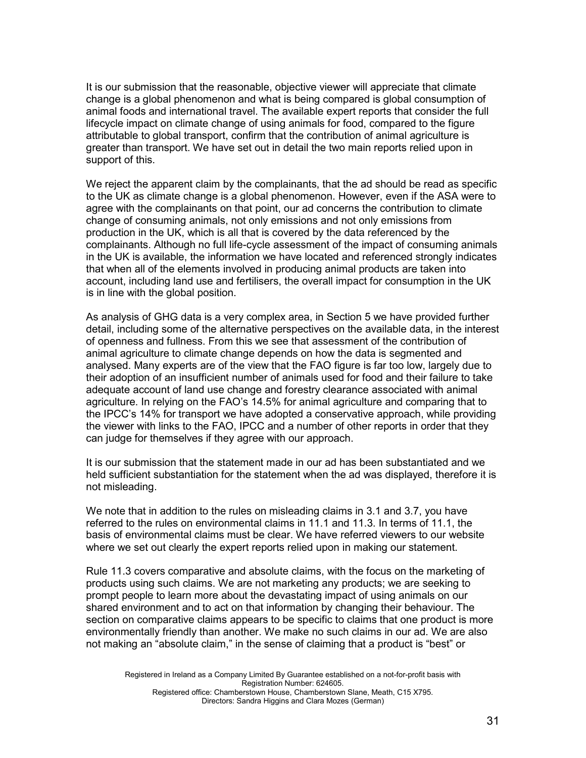It is our submission that the reasonable, objective viewer will appreciate that climate change is a global phenomenon and what is being compared is global consumption of animal foods and international travel. The available expert reports that consider the full lifecycle impact on climate change of using animals for food, compared to the figure attributable to global transport, confirm that the contribution of animal agriculture is greater than transport. We have set out in detail the two main reports relied upon in support of this.

We reject the apparent claim by the complainants, that the ad should be read as specific to the UK as climate change is a global phenomenon. However, even if the ASA were to agree with the complainants on that point, our ad concerns the contribution to climate change of consuming animals, not only emissions and not only emissions from production in the UK, which is all that is covered by the data referenced by the complainants. Although no full life-cycle assessment of the impact of consuming animals in the UK is available, the information we have located and referenced strongly indicates that when all of the elements involved in producing animal products are taken into account, including land use and fertilisers, the overall impact for consumption in the UK is in line with the global position.

As analysis of GHG data is a very complex area, in Section 5 we have provided further detail, including some of the alternative perspectives on the available data, in the interest of openness and fullness. From this we see that assessment of the contribution of animal agriculture to climate change depends on how the data is segmented and analysed. Many experts are of the view that the FAO figure is far too low, largely due to their adoption of an insufficient number of animals used for food and their failure to take adequate account of land use change and forestry clearance associated with animal agriculture. In relying on the FAO's 14.5% for animal agriculture and comparing that to the IPCC's 14% for transport we have adopted a conservative approach, while providing the viewer with links to the FAO, IPCC and a number of other reports in order that they can judge for themselves if they agree with our approach.

It is our submission that the statement made in our ad has been substantiated and we held sufficient substantiation for the statement when the ad was displayed, therefore it is not misleading.

We note that in addition to the rules on misleading claims in 3.1 and 3.7, you have referred to the rules on environmental claims in 11.1 and 11.3. In terms of 11.1, the basis of environmental claims must be clear. We have referred viewers to our website where we set out clearly the expert reports relied upon in making our statement.

Rule 11.3 covers comparative and absolute claims, with the focus on the marketing of products using such claims. We are not marketing any products; we are seeking to prompt people to learn more about the devastating impact of using animals on our shared environment and to act on that information by changing their behaviour. The section on comparative claims appears to be specific to claims that one product is more environmentally friendly than another. We make no such claims in our ad. We are also not making an "absolute claim," in the sense of claiming that a product is "best" or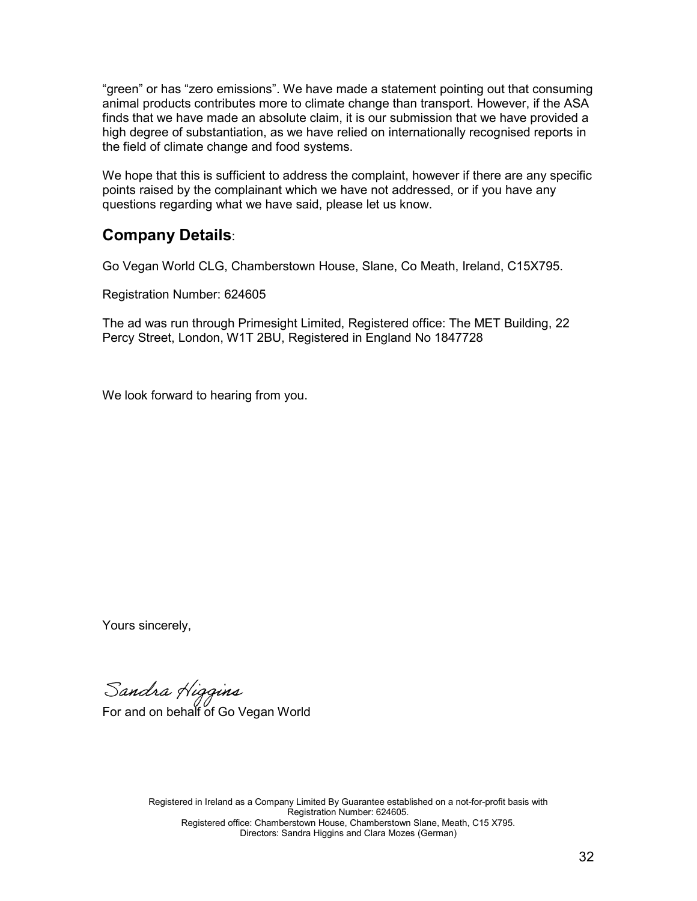"green" or has "zero emissions". We have made a statement pointing out that consuming animal products contributes more to climate change than transport. However, if the ASA finds that we have made an absolute claim, it is our submission that we have provided a high degree of substantiation, as we have relied on internationally recognised reports in the field of climate change and food systems.

We hope that this is sufficient to address the complaint, however if there are any specific points raised by the complainant which we have not addressed, or if you have any questions regarding what we have said, please let us know.

## **Company Details**:

Go Vegan World CLG, Chamberstown House, Slane, Co Meath, Ireland, C15X795.

Registration Number: 624605

The ad was run through Primesight Limited, Registered office: The MET Building, 22 Percy Street, London, W1T 2BU, Registered in England No 1847728

We look forward to hearing from you.

Yours sincerely,

*Sandra Higgins*

For and on behalf of Go Vegan World

Registered in Ireland as a Company Limited By Guarantee established on a not-for-profit basis with Registration Number: 624605.
Registered office: Chamberstown House, Chamberstown Slane, Meath, C15 X795.
Directors: Sandra Higgins and Clara Mozes (German)